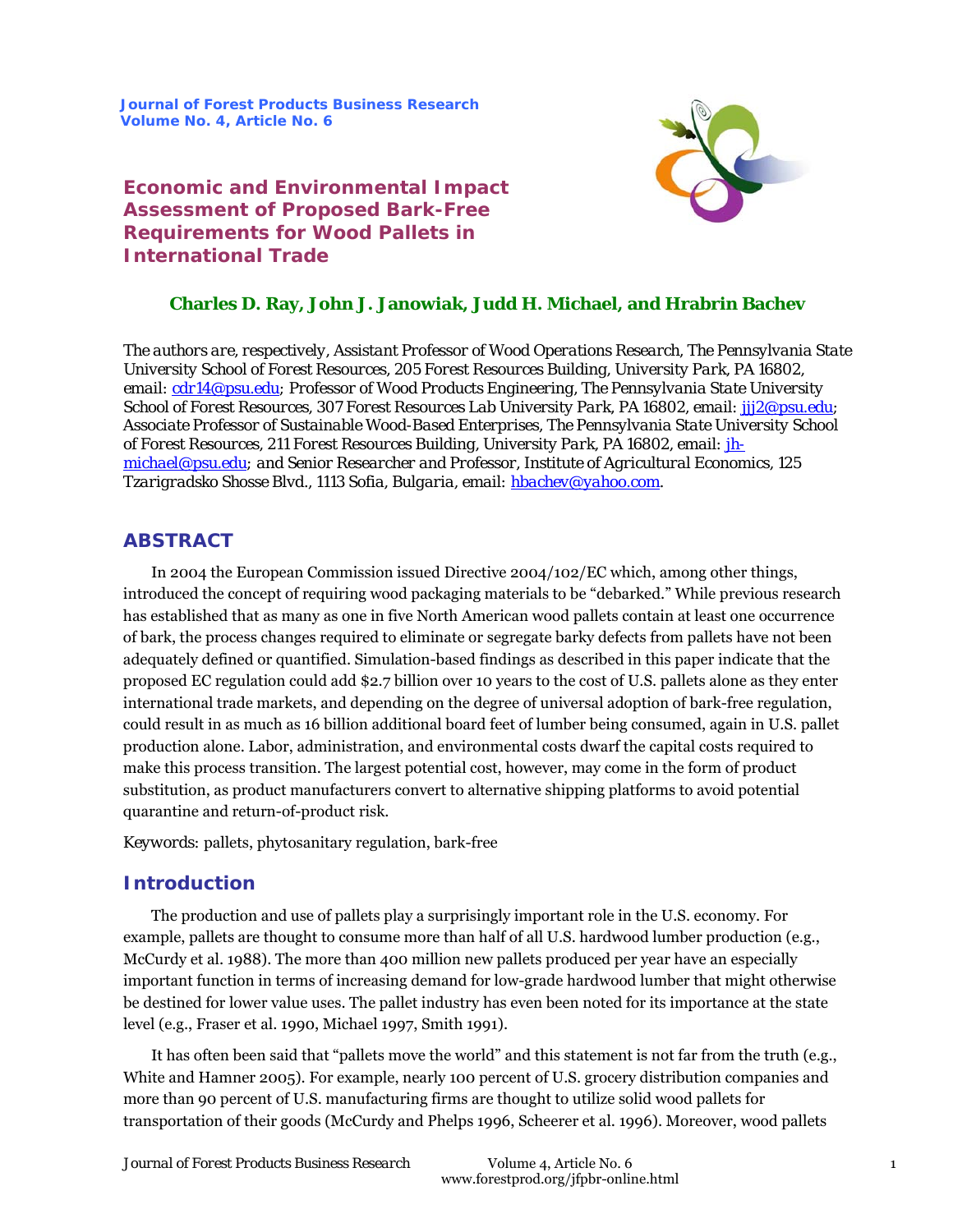Journal of Forest Products Business Research
Volume No. 4, Article No. 6

# Economic and Environmental Impact Assessment of Proposed Bark-Free Requirements for Wood Pallets in International Trade

**Charles D. Ray, John J. Janowiak, Judd H. Michael, and Hrabrin Bachev**

The authors are, respectively, Assistant Professor of Wood Operations Research, The Pennsylvania State University School of Forest Resources, 205 Forest Resources Building, University Park, PA 16802, email: cdr14@psu.edu; Professor of Wood Products Engineering, The Pennsylvania State University School of Forest Resources, 307 Forest Resources Lab University Park, PA 16802, email: jjj2@psu.edu; Associate Professor of Sustainable Wood-Based Enterprises, The Pennsylvania State University School of Forest Resources, 211 Forest Resources Building, University Park, PA 16802, email: jh-michael@psu.edu; and Senior Researcher and Professor, Institute of Agricultural Economics, 125 Tzarigradsko Shosse Blvd., 1113 Sofia, Bulgaria, email: hbachev@yahoo.com.

## ABSTRACT

In 2004 the European Commission issued Directive 2004/102/EC which, among other things, introduced the concept of requiring wood packaging materials to be "debarked." While previous research has established that as many as one in five North American wood pallets contain at least one occurrence of bark, the process changes required to eliminate or segregate barky defects from pallets have not been adequately defined or quantified. Simulation-based findings as described in this paper indicate that the proposed EC regulation could add $2.7 billion over 10 years to the cost of U.S. pallets alone as they enter international trade markets, and depending on the degree of universal adoption of bark-free regulation, could result in as much as 16 billion additional board feet of lumber being consumed, again in U.S. pallet production alone. Labor, administration, and environmental costs dwarf the capital costs required to make this process transition. The largest potential cost, however, may come in the form of product substitution, as product manufacturers convert to alternative shipping platforms to avoid potential quarantine and return-of-product risk.

Keywords: pallets, phytosanitary regulation, bark-free

## Introduction

The production and use of pallets play a surprisingly important role in the U.S. economy. For example, pallets are thought to consume more than half of all U.S. hardwood lumber production (e.g., McCurdy et al. 1988). The more than 400 million new pallets produced per year have an especially important function in terms of increasing demand for low-grade hardwood lumber that might otherwise be destined for lower value uses. The pallet industry has even been noted for its importance at the state level (e.g., Fraser et al. 1990, Michael 1997, Smith 1991).

It has often been said that "pallets move the world" and this statement is not far from the truth (e.g., White and Hamner 2005). For example, nearly 100 percent of U.S. grocery distribution companies and more than 90 percent of U.S. manufacturing firms are thought to utilize solid wood pallets for transportation of their goods (McCurdy and Phelps 1996, Scheerer et al. 1996). Moreover, wood pallets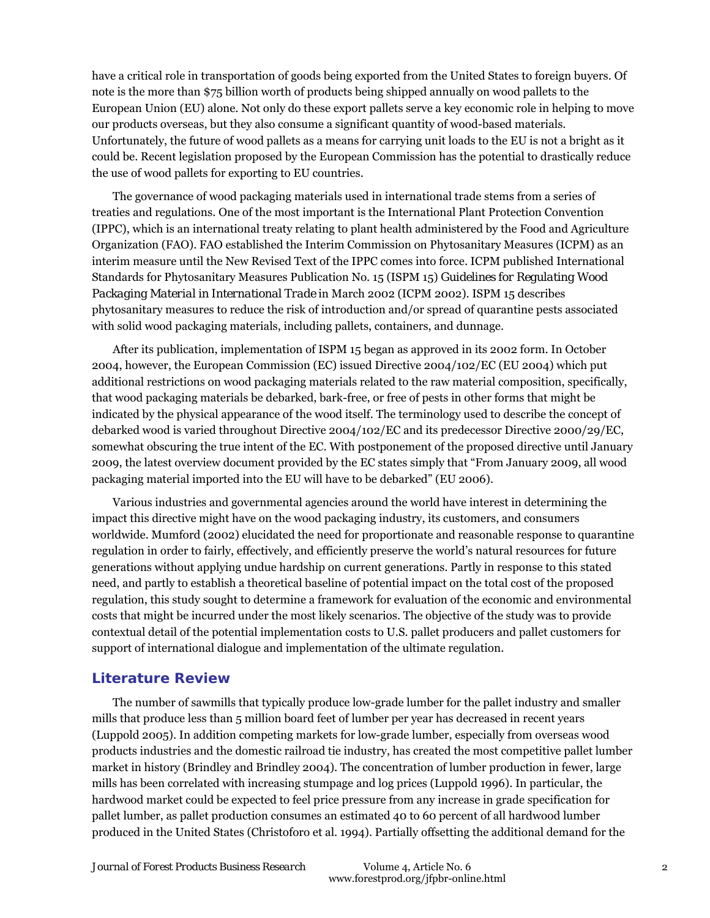have a critical role in transportation of goods being exported from the United States to foreign buyers. Of note is the more than $75 billion worth of products being shipped annually on wood pallets to the European Union (EU) alone. Not only do these export pallets serve a key economic role in helping to move our products overseas, but they also consume a significant quantity of wood-based materials. Unfortunately, the future of wood pallets as a means for carrying unit loads to the EU is not a bright as it could be. Recent legislation proposed by the European Commission has the potential to drastically reduce the use of wood pallets for exporting to EU countries.

The governance of wood packaging materials used in international trade stems from a series of treaties and regulations. One of the most important is the International Plant Protection Convention (IPPC), which is an international treaty relating to plant health administered by the Food and Agriculture Organization (FAO). FAO established the Interim Commission on Phytosanitary Measures (ICPM) as an interim measure until the New Revised Text of the IPPC comes into force. ICPM published International Standards for Phytosanitary Measures Publication No. 15 (ISPM 15) *Guidelines for Regulating Wood Packaging Material in International Trade* in March 2002 (ICPM 2002). ISPM 15 describes phytosanitary measures to reduce the risk of introduction and/or spread of quarantine pests associated with solid wood packaging materials, including pallets, containers, and dunnage.

After its publication, implementation of ISPM 15 began as approved in its 2002 form. In October 2004, however, the European Commission (EC) issued Directive 2004/102/EC (EU 2004) which put additional restrictions on wood packaging materials related to the raw material composition, specifically, that wood packaging materials be debarked, bark-free, or free of pests in other forms that might be indicated by the physical appearance of the wood itself. The terminology used to describe the concept of debarked wood is varied throughout Directive 2004/102/EC and its predecessor Directive 2000/29/EC, somewhat obscuring the true intent of the EC. With postponement of the proposed directive until January 2009, the latest overview document provided by the EC states simply that "From January 2009, all wood packaging material imported into the EU will have to be debarked" (EU 2006).

Various industries and governmental agencies around the world have interest in determining the impact this directive might have on the wood packaging industry, its customers, and consumers worldwide. Mumford (2002) elucidated the need for proportionate and reasonable response to quarantine regulation in order to fairly, effectively, and efficiently preserve the world's natural resources for future generations without applying undue hardship on current generations. Partly in response to this stated need, and partly to establish a theoretical baseline of potential impact on the total cost of the proposed regulation, this study sought to determine a framework for evaluation of the economic and environmental costs that might be incurred under the most likely scenarios. The objective of the study was to provide contextual detail of the potential implementation costs to U.S. pallet producers and pallet customers for support of international dialogue and implementation of the ultimate regulation.

## Literature Review

The number of sawmills that typically produce low-grade lumber for the pallet industry and smaller mills that produce less than 5 million board feet of lumber per year has decreased in recent years (Luppold 2005). In addition competing markets for low-grade lumber, especially from overseas wood products industries and the domestic railroad tie industry, has created the most competitive pallet lumber market in history (Brindley and Brindley 2004). The concentration of lumber production in fewer, large mills has been correlated with increasing stumpage and log prices (Luppold 1996). In particular, the hardwood market could be expected to feel price pressure from any increase in grade specification for pallet lumber, as pallet production consumes an estimated 40 to 60 percent of all hardwood lumber produced in the United States (Christoforo et al. 1994). Partially offsetting the additional demand for the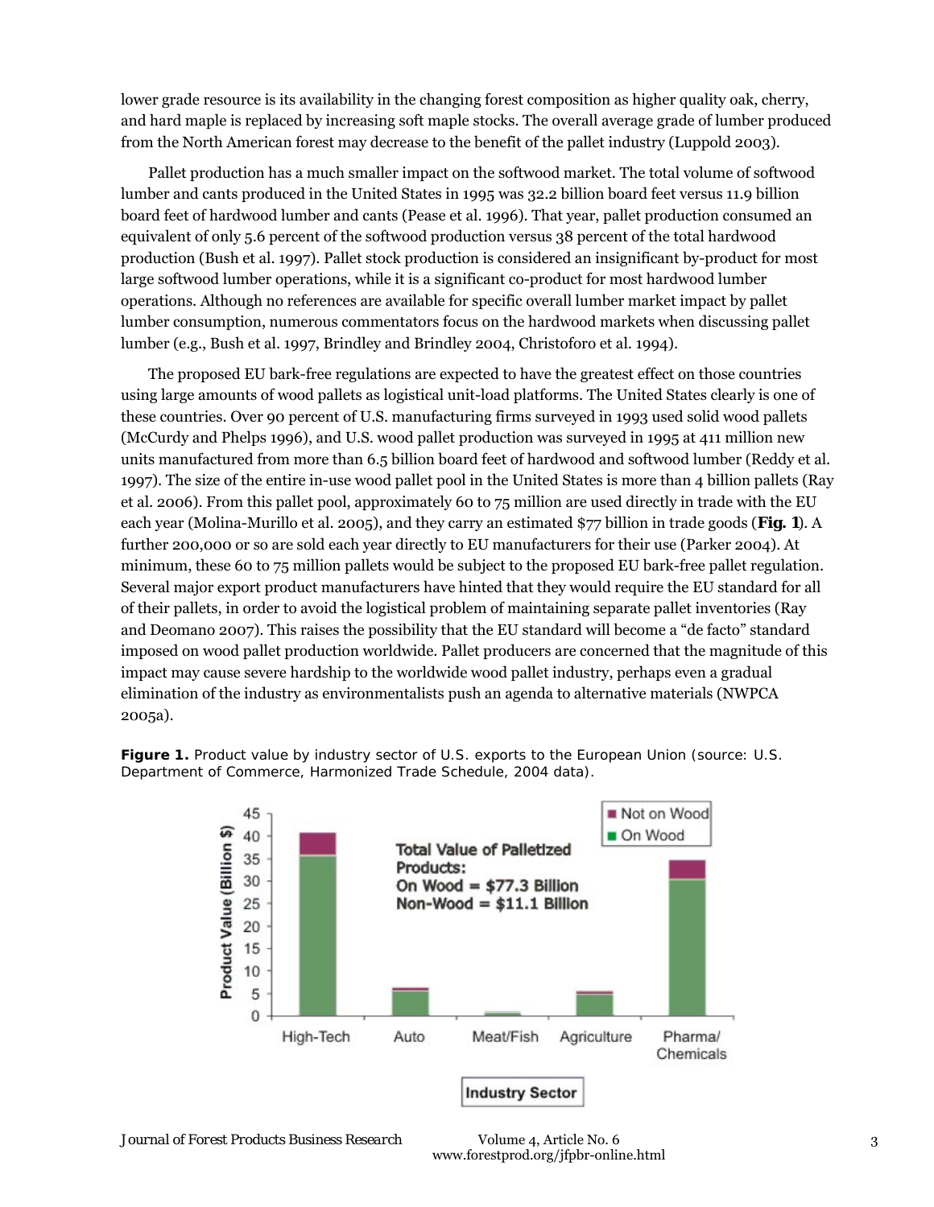lower grade resource is its availability in the changing forest composition as higher quality oak, cherry, and hard maple is replaced by increasing soft maple stocks. The overall average grade of lumber produced from the North American forest may decrease to the benefit of the pallet industry (Luppold 2003).

Pallet production has a much smaller impact on the softwood market. The total volume of softwood lumber and cants produced in the United States in 1995 was 32.2 billion board feet versus 11.9 billion board feet of hardwood lumber and cants (Pease et al. 1996). That year, pallet production consumed an equivalent of only 5.6 percent of the softwood production versus 38 percent of the total hardwood production (Bush et al. 1997). Pallet stock production is considered an insignificant by-product for most large softwood lumber operations, while it is a significant co-product for most hardwood lumber operations. Although no references are available for specific overall lumber market impact by pallet lumber consumption, numerous commentators focus on the hardwood markets when discussing pallet lumber (e.g., Bush et al. 1997, Brindley and Brindley 2004, Christoforo et al. 1994).

The proposed EU bark-free regulations are expected to have the greatest effect on those countries using large amounts of wood pallets as logistical unit-load platforms. The United States clearly is one of these countries. Over 90 percent of U.S. manufacturing firms surveyed in 1993 used solid wood pallets (McCurdy and Phelps 1996), and U.S. wood pallet production was surveyed in 1995 at 411 million new units manufactured from more than 6.5 billion board feet of hardwood and softwood lumber (Reddy et al. 1997). The size of the entire in-use wood pallet pool in the United States is more than 4 billion pallets (Ray et al. 2006). From this pallet pool, approximately 60 to 75 million are used directly in trade with the EU each year (Molina-Murillo et al. 2005), and they carry an estimated $77 billion in trade goods (**Fig. 1**). A further 200,000 or so are sold each year directly to EU manufacturers for their use (Parker 2004). At minimum, these 60 to 75 million pallets would be subject to the proposed EU bark-free pallet regulation. Several major export product manufacturers have hinted that they would require the EU standard for all of their pallets, in order to avoid the logistical problem of maintaining separate pallet inventories (Ray and Deomano 2007). This raises the possibility that the EU standard will become a "de facto" standard imposed on wood pallet production worldwide. Pallet producers are concerned that the magnitude of this impact may cause severe hardship to the worldwide wood pallet industry, perhaps even a gradual elimination of the industry as environmentalists push an agenda to alternative materials (NWPCA 2005a).

**Figure 1.** Product value by industry sector of U.S. exports to the European Union (source: U.S. Department of Commerce, Harmonized Trade Schedule, 2004 data).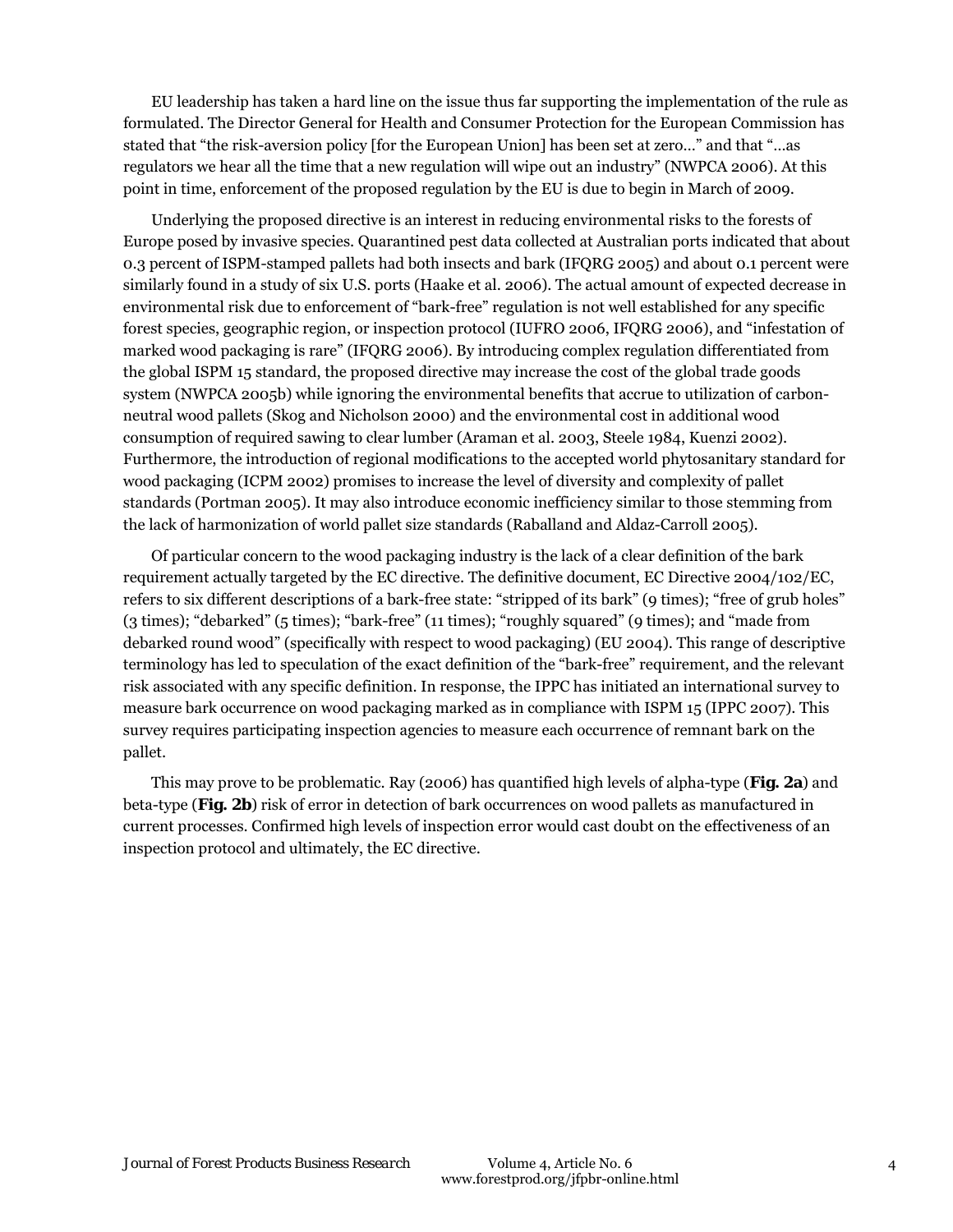EU leadership has taken a hard line on the issue thus far supporting the implementation of the rule as formulated. The Director General for Health and Consumer Protection for the European Commission has stated that "the risk-aversion policy [for the European Union] has been set at zero…" and that "…as regulators we hear all the time that a new regulation will wipe out an industry" (NWPCA 2006). At this point in time, enforcement of the proposed regulation by the EU is due to begin in March of 2009.

Underlying the proposed directive is an interest in reducing environmental risks to the forests of Europe posed by invasive species. Quarantined pest data collected at Australian ports indicated that about 0.3 percent of ISPM-stamped pallets had both insects and bark (IFQRG 2005) and about 0.1 percent were similarly found in a study of six U.S. ports (Haake et al. 2006). The actual amount of expected decrease in environmental risk due to enforcement of "bark-free" regulation is not well established for any specific forest species, geographic region, or inspection protocol (IUFRO 2006, IFQRG 2006), and "infestation of marked wood packaging is rare" (IFQRG 2006). By introducing complex regulation differentiated from the global ISPM 15 standard, the proposed directive may increase the cost of the global trade goods system (NWPCA 2005b) while ignoring the environmental benefits that accrue to utilization of carbon-neutral wood pallets (Skog and Nicholson 2000) and the environmental cost in additional wood consumption of required sawing to clear lumber (Araman et al. 2003, Steele 1984, Kuenzi 2002). Furthermore, the introduction of regional modifications to the accepted world phytosanitary standard for wood packaging (ICPM 2002) promises to increase the level of diversity and complexity of pallet standards (Portman 2005). It may also introduce economic inefficiency similar to those stemming from the lack of harmonization of world pallet size standards (Raballand and Aldaz-Carroll 2005).

Of particular concern to the wood packaging industry is the lack of a clear definition of the bark requirement actually targeted by the EC directive. The definitive document, EC Directive 2004/102/EC, refers to six different descriptions of a bark-free state: "stripped of its bark" (9 times); "free of grub holes" (3 times); "debarked" (5 times); "bark-free" (11 times); "roughly squared" (9 times); and "made from debarked round wood" (specifically with respect to wood packaging) (EU 2004). This range of descriptive terminology has led to speculation of the exact definition of the "bark-free" requirement, and the relevant risk associated with any specific definition. In response, the IPPC has initiated an international survey to measure bark occurrence on wood packaging marked as in compliance with ISPM 15 (IPPC 2007). This survey requires participating inspection agencies to measure each occurrence of remnant bark on the pallet.

This may prove to be problematic. Ray (2006) has quantified high levels of alpha-type (**Fig. 2a**) and beta-type (**Fig. 2b**) risk of error in detection of bark occurrences on wood pallets as manufactured in current processes. Confirmed high levels of inspection error would cast doubt on the effectiveness of an inspection protocol and ultimately, the EC directive.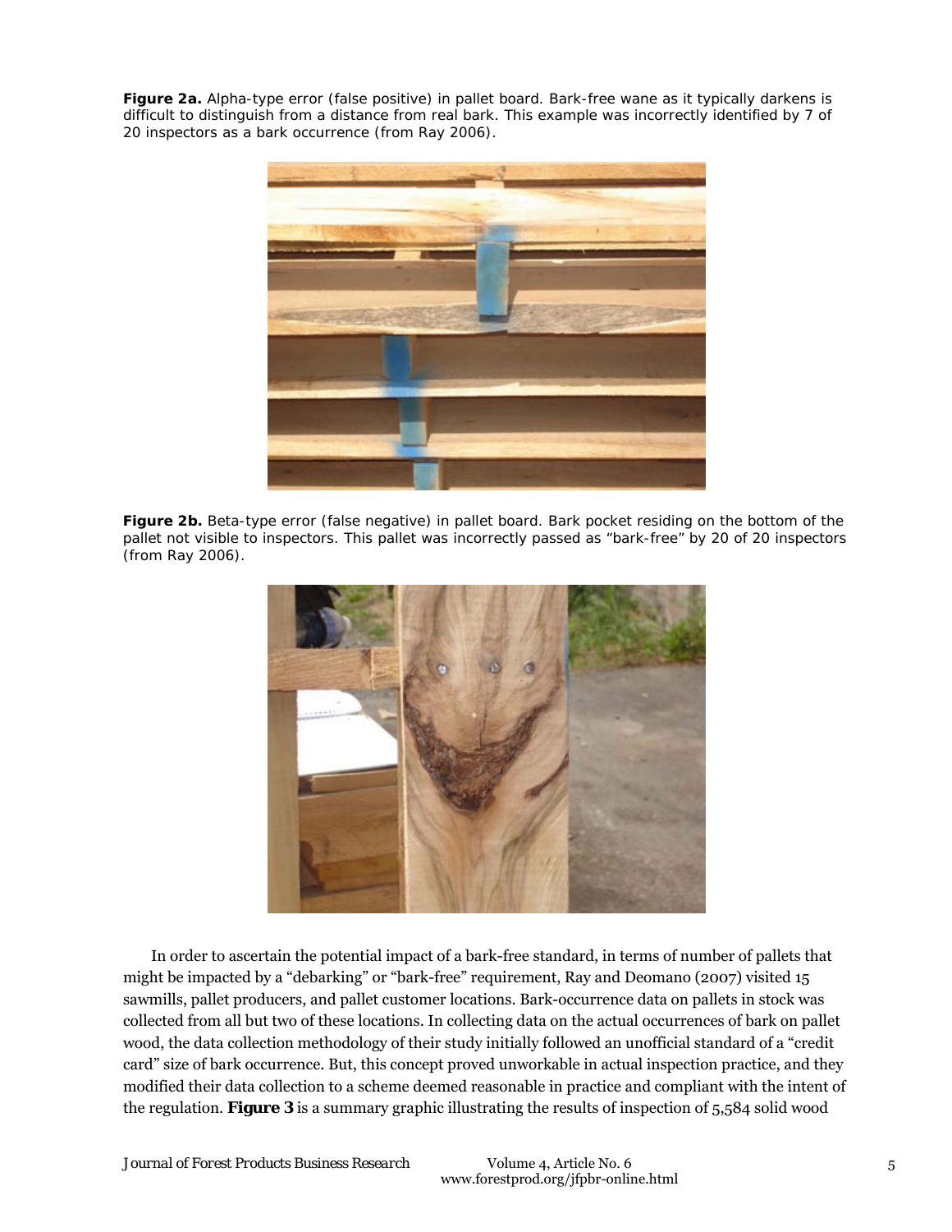**Figure 2a.** Alpha-type error (false positive) in pallet board. Bark-free wane as it typically darkens is difficult to distinguish from a distance from real bark. This example was incorrectly identified by 7 of 20 inspectors as a bark occurrence (from Ray 2006).

**Figure 2b.** Beta-type error (false negative) in pallet board. Bark pocket residing on the bottom of the pallet not visible to inspectors. This pallet was incorrectly passed as "bark-free" by 20 of 20 inspectors (from Ray 2006).

In order to ascertain the potential impact of a bark-free standard, in terms of number of pallets that might be impacted by a "debarking" or "bark-free" requirement, Ray and Deomano (2007) visited 15 sawmills, pallet producers, and pallet customer locations. Bark-occurrence data on pallets in stock was collected from all but two of these locations. In collecting data on the actual occurrences of bark on pallet wood, the data collection methodology of their study initially followed an unofficial standard of a "credit card" size of bark occurrence. But, this concept proved unworkable in actual inspection practice, and they modified their data collection to a scheme deemed reasonable in practice and compliant with the intent of the regulation. **Figure 3** is a summary graphic illustrating the results of inspection of 5,584 solid wood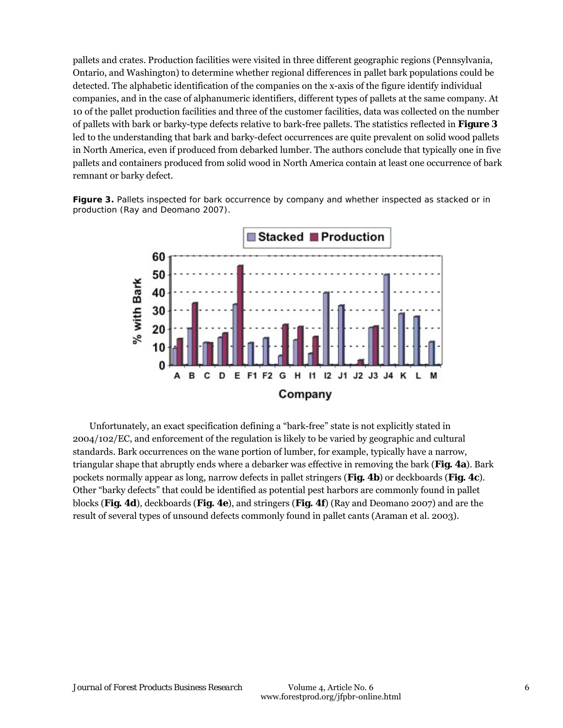pallets and crates. Production facilities were visited in three different geographic regions (Pennsylvania, Ontario, and Washington) to determine whether regional differences in pallet bark populations could be detected. The alphabetic identification of the companies on the x-axis of the figure identify individual companies, and in the case of alphanumeric identifiers, different types of pallets at the same company. At 10 of the pallet production facilities and three of the customer facilities, data was collected on the number of pallets with bark or barky-type defects relative to bark-free pallets. The statistics reflected in **Figure 3** led to the understanding that bark and barky-defect occurrences are quite prevalent on solid wood pallets in North America, even if produced from debarked lumber. The authors conclude that typically one in five pallets and containers produced from solid wood in North America contain at least one occurrence of bark remnant or barky defect.

**Figure 3.** Pallets inspected for bark occurrence by company and whether inspected as stacked or in production (Ray and Deomano 2007).

Unfortunately, an exact specification defining a "bark-free" state is not explicitly stated in 2004/102/EC, and enforcement of the regulation is likely to be varied by geographic and cultural standards. Bark occurrences on the wane portion of lumber, for example, typically have a narrow, triangular shape that abruptly ends where a debarker was effective in removing the bark (**Fig. 4a**). Bark pockets normally appear as long, narrow defects in pallet stringers (**Fig. 4b**) or deckboards (**Fig. 4c**). Other "barky defects" that could be identified as potential pest harbors are commonly found in pallet blocks (**Fig. 4d**), deckboards (**Fig. 4e**), and stringers (**Fig. 4f**) (Ray and Deomano 2007) and are the result of several types of unsound defects commonly found in pallet cants (Araman et al. 2003).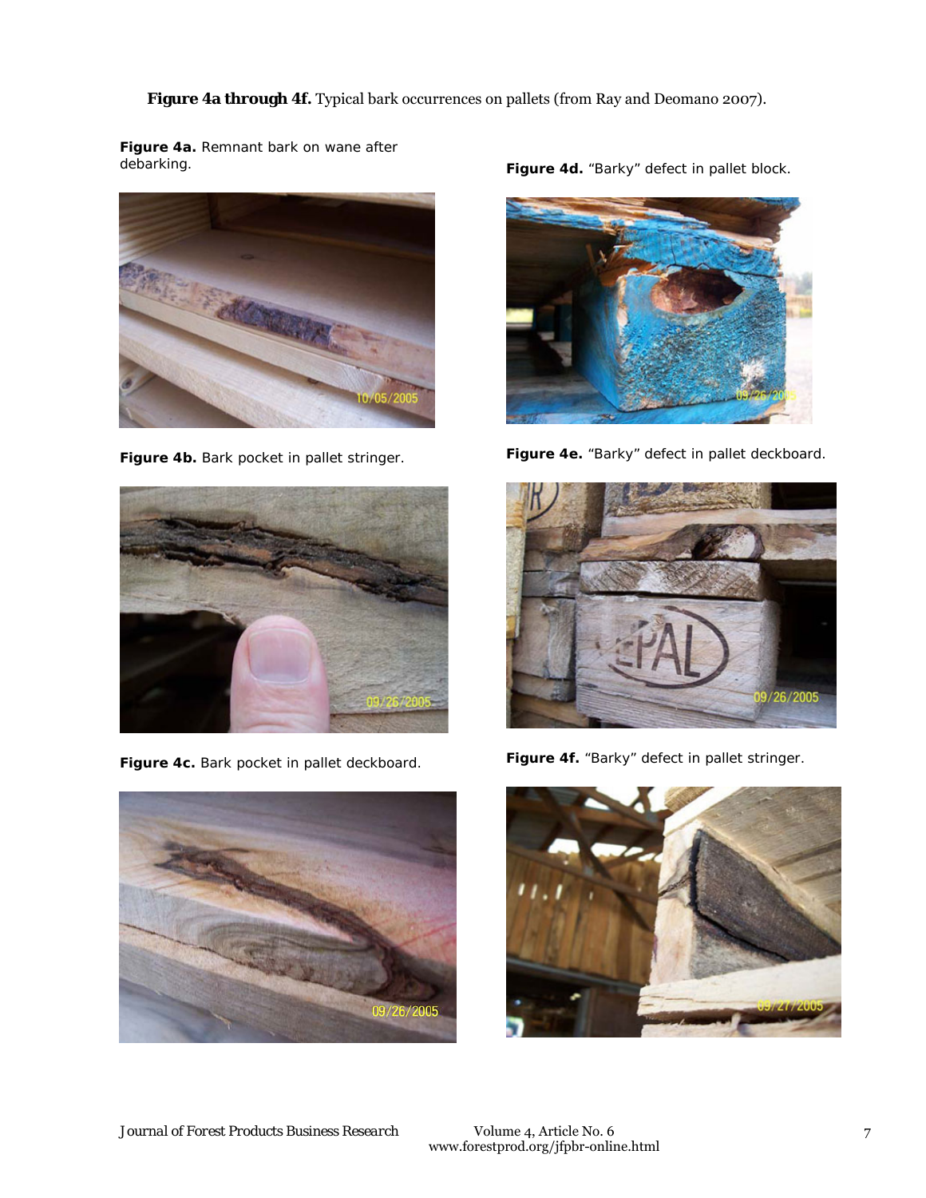**Figure 4a through 4f.** Typical bark occurrences on pallets (from Ray and Deomano 2007).

**Figure 4a.** Remnant bark on wane after debarking.

**Figure 4b.** Bark pocket in pallet stringer.

**Figure 4c.** Bark pocket in pallet deckboard.

**Figure 4d.** "Barky" defect in pallet block.

**Figure 4e.** "Barky" defect in pallet deckboard.

**Figure 4f.** "Barky" defect in pallet stringer.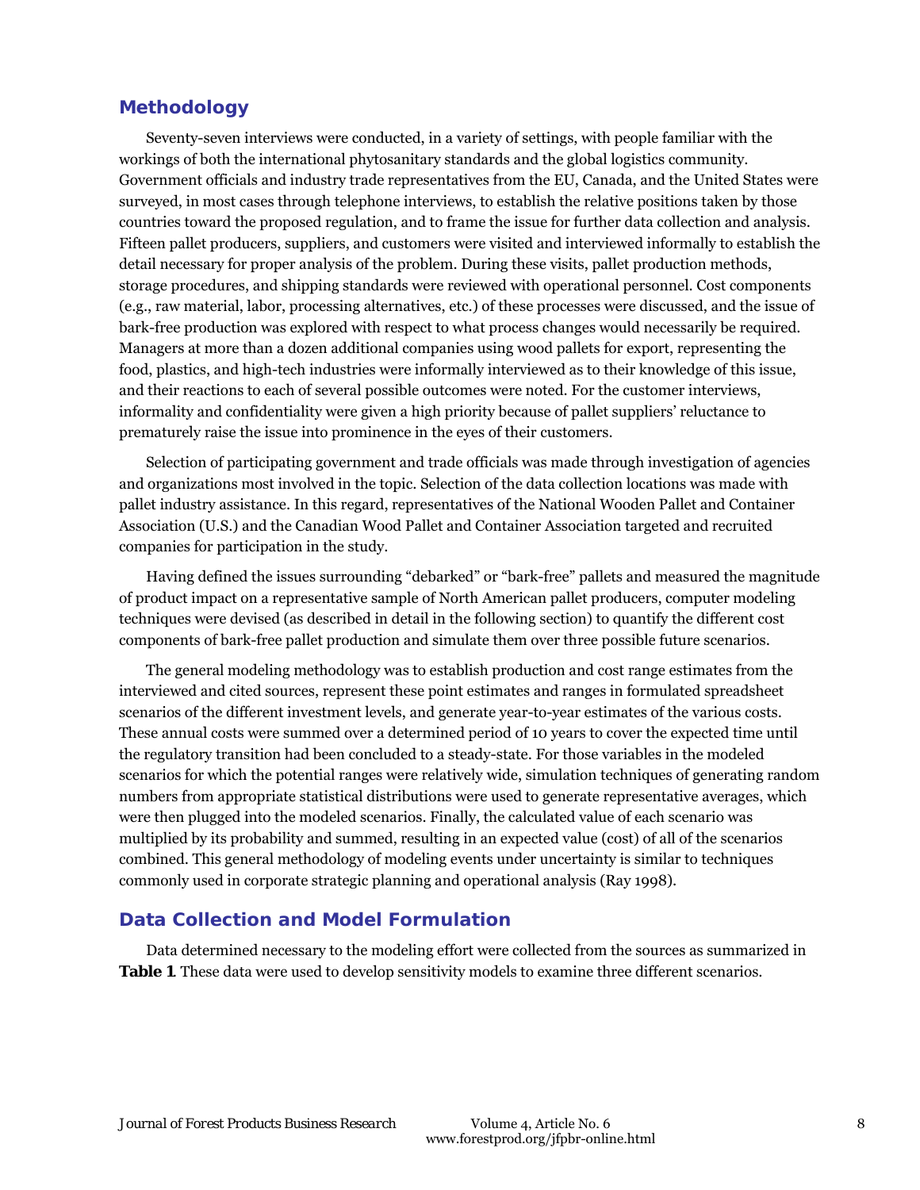## Methodology

Seventy-seven interviews were conducted, in a variety of settings, with people familiar with the workings of both the international phytosanitary standards and the global logistics community. Government officials and industry trade representatives from the EU, Canada, and the United States were surveyed, in most cases through telephone interviews, to establish the relative positions taken by those countries toward the proposed regulation, and to frame the issue for further data collection and analysis. Fifteen pallet producers, suppliers, and customers were visited and interviewed informally to establish the detail necessary for proper analysis of the problem. During these visits, pallet production methods, storage procedures, and shipping standards were reviewed with operational personnel. Cost components (e.g., raw material, labor, processing alternatives, etc.) of these processes were discussed, and the issue of bark-free production was explored with respect to what process changes would necessarily be required. Managers at more than a dozen additional companies using wood pallets for export, representing the food, plastics, and high-tech industries were informally interviewed as to their knowledge of this issue, and their reactions to each of several possible outcomes were noted. For the customer interviews, informality and confidentiality were given a high priority because of pallet suppliers' reluctance to prematurely raise the issue into prominence in the eyes of their customers.

Selection of participating government and trade officials was made through investigation of agencies and organizations most involved in the topic. Selection of the data collection locations was made with pallet industry assistance. In this regard, representatives of the National Wooden Pallet and Container Association (U.S.) and the Canadian Wood Pallet and Container Association targeted and recruited companies for participation in the study.

Having defined the issues surrounding "debarked" or "bark-free" pallets and measured the magnitude of product impact on a representative sample of North American pallet producers, computer modeling techniques were devised (as described in detail in the following section) to quantify the different cost components of bark-free pallet production and simulate them over three possible future scenarios.

The general modeling methodology was to establish production and cost range estimates from the interviewed and cited sources, represent these point estimates and ranges in formulated spreadsheet scenarios of the different investment levels, and generate year-to-year estimates of the various costs. These annual costs were summed over a determined period of 10 years to cover the expected time until the regulatory transition had been concluded to a steady-state. For those variables in the modeled scenarios for which the potential ranges were relatively wide, simulation techniques of generating random numbers from appropriate statistical distributions were used to generate representative averages, which were then plugged into the modeled scenarios. Finally, the calculated value of each scenario was multiplied by its probability and summed, resulting in an expected value (cost) of all of the scenarios combined. This general methodology of modeling events under uncertainty is similar to techniques commonly used in corporate strategic planning and operational analysis (Ray 1998).

## Data Collection and Model Formulation

Data determined necessary to the modeling effort were collected from the sources as summarized in **Table 1**. These data were used to develop sensitivity models to examine three different scenarios.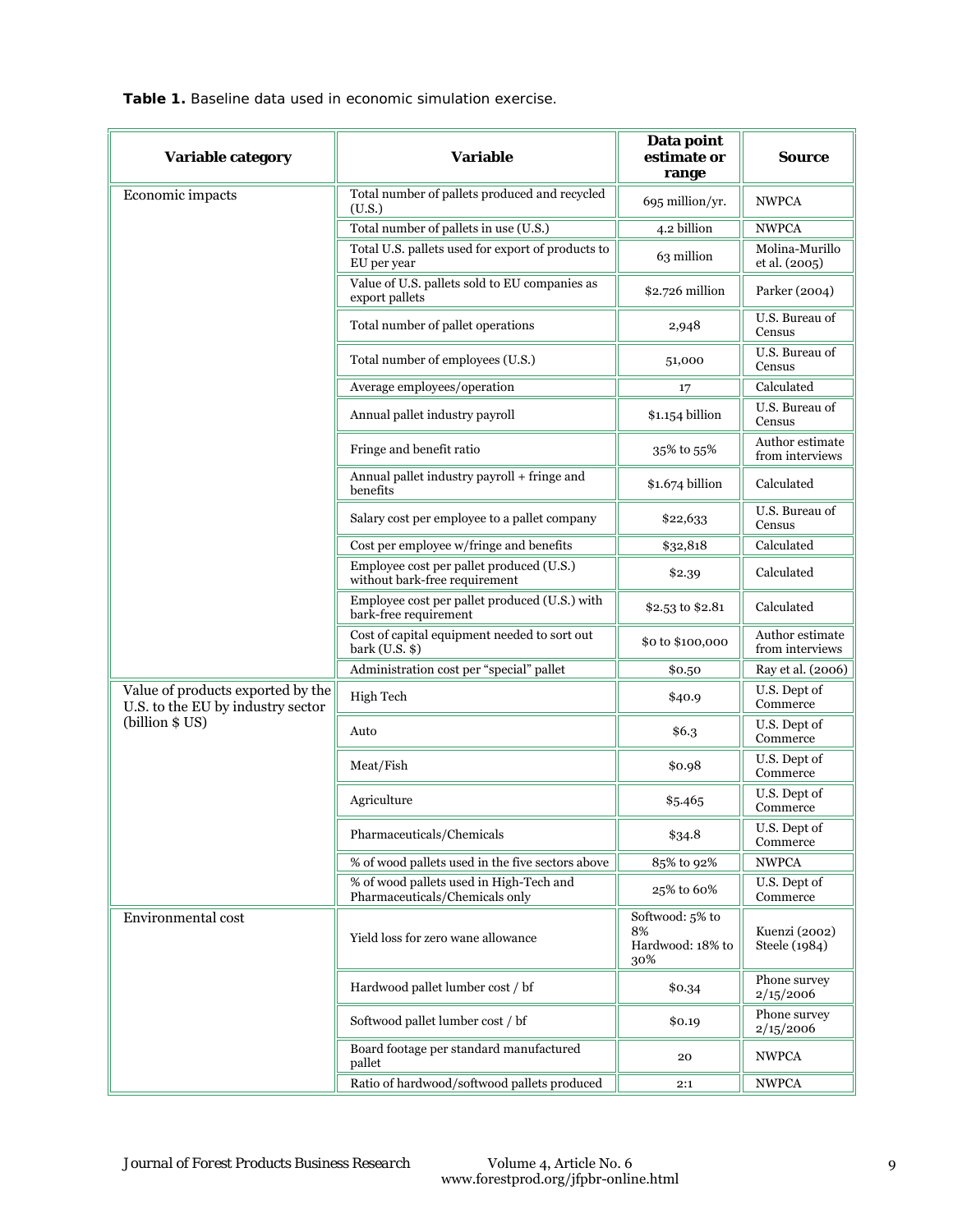**Table 1.** Baseline data used in economic simulation exercise.

| Variable category | Variable | Data point estimate or range | Source |
|---|---|---|---|
| Economic impacts | Total number of pallets produced and recycled (U.S.) | 695 million/yr. | NWPCA |
| | Total number of pallets in use (U.S.) | 4.2 billion | NWPCA |
| | Total U.S. pallets used for export of products to EU per year | 63 million | Molina-Murillo et al. (2005) |
| | Value of U.S. pallets sold to EU companies as export pallets | $2.726 million | Parker (2004) |
| | Total number of pallet operations | 2,948 | U.S. Bureau of Census |
| | Total number of employees (U.S.) | 51,000 | U.S. Bureau of Census |
| | Average employees/operation | 17 | Calculated |
| | Annual pallet industry payroll | $1.154 billion | U.S. Bureau of Census |
| | Fringe and benefit ratio | 35% to 55% | Author estimate from interviews |
| | Annual pallet industry payroll + fringe and benefits | $1.674 billion | Calculated |
| | Salary cost per employee to a pallet company | $22,633 | U.S. Bureau of Census |
| | Cost per employee w/fringe and benefits | $32,818 | Calculated |
| | Employee cost per pallet produced (U.S.) without bark-free requirement | $2.39 | Calculated |
| | Employee cost per pallet produced (U.S.) with bark-free requirement | $2.53 to $2.81 | Calculated |
| | Cost of capital equipment needed to sort out bark (U.S. $) | $0 to $100,000 | Author estimate from interviews |
| | Administration cost per "special" pallet | $0.50 | Ray et al. (2006) |
| Value of products exported by the U.S. to the EU by industry sector (billion $ US) | High Tech | $40.9 | U.S. Dept of Commerce |
| | Auto | $6.3 | U.S. Dept of Commerce |
| | Meat/Fish | $0.98 | U.S. Dept of Commerce |
| | Agriculture | $5.465 | U.S. Dept of Commerce |
| | Pharmaceuticals/Chemicals | $34.8 | U.S. Dept of Commerce |
| | % of wood pallets used in the five sectors above | 85% to 92% | NWPCA |
| | % of wood pallets used in High-Tech and Pharmaceuticals/Chemicals only | 25% to 60% | U.S. Dept of Commerce |
| Environmental cost | Yield loss for zero wane allowance | Softwood: 5% to 8% Hardwood: 18% to 30% | Kuenzi (2002) Steele (1984) |
| | Hardwood pallet lumber cost / bf | $0.34 | Phone survey 2/15/2006 |
| | Softwood pallet lumber cost / bf | $0.19 | Phone survey 2/15/2006 |
| | Board footage per standard manufactured pallet | 20 | NWPCA |
| | Ratio of hardwood/softwood pallets produced | 2:1 | NWPCA |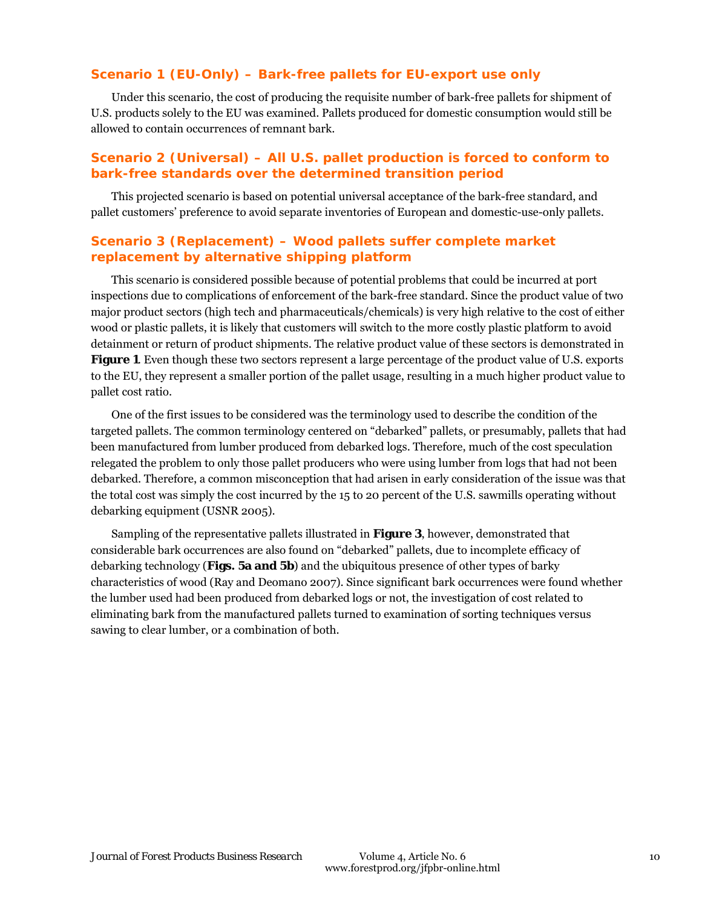### Scenario 1 (EU-Only) – Bark-free pallets for EU-export use only

Under this scenario, the cost of producing the requisite number of bark-free pallets for shipment of U.S. products solely to the EU was examined. Pallets produced for domestic consumption would still be allowed to contain occurrences of remnant bark.

### Scenario 2 (Universal) – All U.S. pallet production is forced to conform to bark-free standards over the determined transition period

This projected scenario is based on potential universal acceptance of the bark-free standard, and pallet customers' preference to avoid separate inventories of European and domestic-use-only pallets.

### Scenario 3 (Replacement) – Wood pallets suffer complete market replacement by alternative shipping platform

This scenario is considered possible because of potential problems that could be incurred at port inspections due to complications of enforcement of the bark-free standard. Since the product value of two major product sectors (high tech and pharmaceuticals/chemicals) is very high relative to the cost of either wood or plastic pallets, it is likely that customers will switch to the more costly plastic platform to avoid detainment or return of product shipments. The relative product value of these sectors is demonstrated in **Figure 1**. Even though these two sectors represent a large percentage of the product value of U.S. exports to the EU, they represent a smaller portion of the pallet usage, resulting in a much higher product value to pallet cost ratio.

One of the first issues to be considered was the terminology used to describe the condition of the targeted pallets. The common terminology centered on "debarked" pallets, or presumably, pallets that had been manufactured from lumber produced from debarked logs. Therefore, much of the cost speculation relegated the problem to only those pallet producers who were using lumber from logs that had not been debarked. Therefore, a common misconception that had arisen in early consideration of the issue was that the total cost was simply the cost incurred by the 15 to 20 percent of the U.S. sawmills operating without debarking equipment (USNR 2005).

Sampling of the representative pallets illustrated in **Figure 3**, however, demonstrated that considerable bark occurrences are also found on "debarked" pallets, due to incomplete efficacy of debarking technology (**Figs. 5a and 5b**) and the ubiquitous presence of other types of barky characteristics of wood (Ray and Deomano 2007). Since significant bark occurrences were found whether the lumber used had been produced from debarked logs or not, the investigation of cost related to eliminating bark from the manufactured pallets turned to examination of sorting techniques versus sawing to clear lumber, or a combination of both.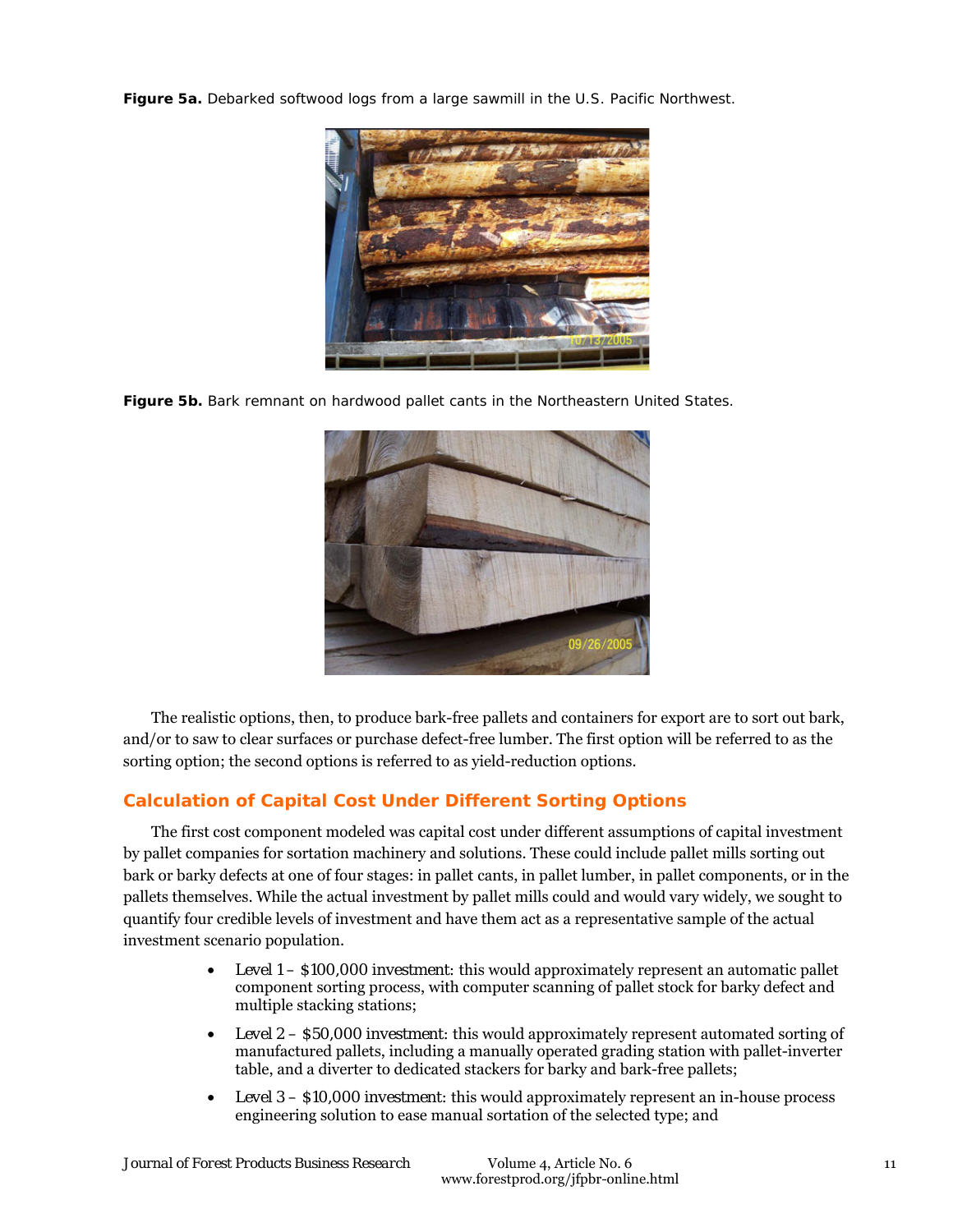**Figure 5a.** Debarked softwood logs from a large sawmill in the U.S. Pacific Northwest.

**Figure 5b.** Bark remnant on hardwood pallet cants in the Northeastern United States.

The realistic options, then, to produce bark-free pallets and containers for export are to sort out bark, and/or to saw to clear surfaces or purchase defect-free lumber. The first option will be referred to as the sorting option; the second options is referred to as yield-reduction options.

## Calculation of Capital Cost Under Different Sorting Options

The first cost component modeled was capital cost under different assumptions of capital investment by pallet companies for sortation machinery and solutions. These could include pallet mills sorting out bark or barky defects at one of four stages: in pallet cants, in pallet lumber, in pallet components, or in the pallets themselves. While the actual investment by pallet mills could and would vary widely, we sought to quantify four credible levels of investment and have them act as a representative sample of the actual investment scenario population.

- *Level 1 – $100,000 investment*: this would approximately represent an automatic pallet component sorting process, with computer scanning of pallet stock for barky defect and multiple stacking stations;
- *Level 2 – $50,000 investment*: this would approximately represent automated sorting of manufactured pallets, including a manually operated grading station with pallet-inverter table, and a diverter to dedicated stackers for barky and bark-free pallets;
- *Level 3 – $10,000 investment*: this would approximately represent an in-house process engineering solution to ease manual sortation of the selected type; and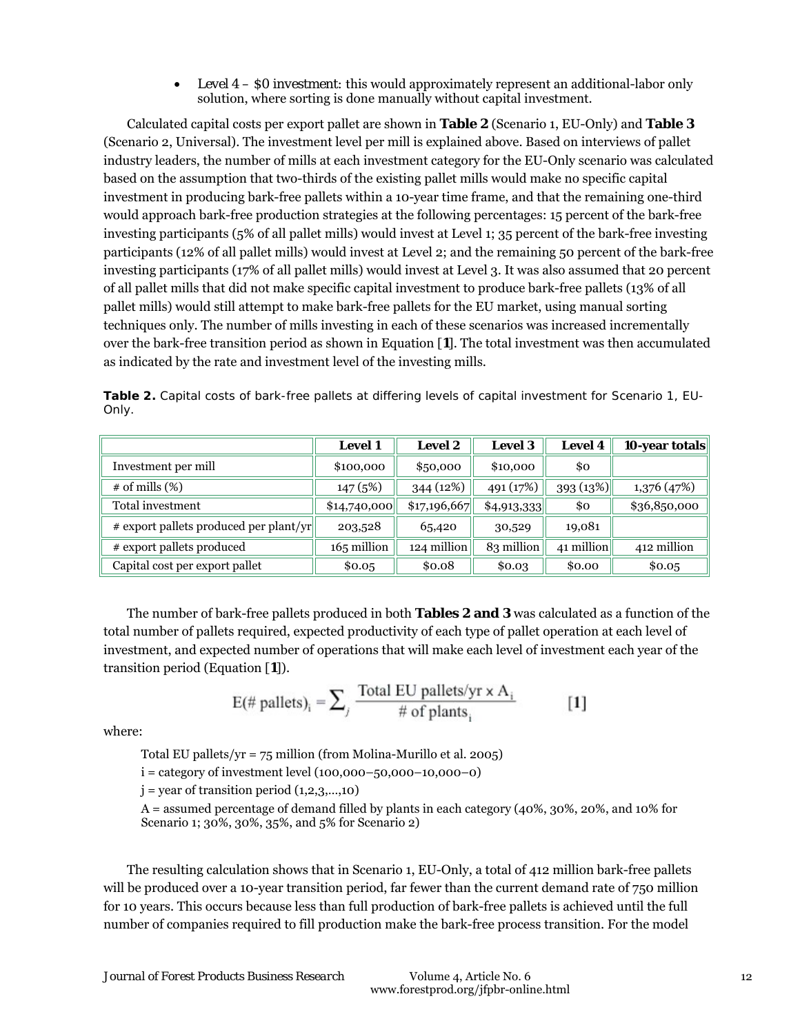- *Level 4 – $0 investment:* this would approximately represent an additional-labor only solution, where sorting is done manually without capital investment.

Calculated capital costs per export pallet are shown in **Table 2** (Scenario 1, EU-Only) and **Table 3** (Scenario 2, Universal). The investment level per mill is explained above. Based on interviews of pallet industry leaders, the number of mills at each investment category for the EU-Only scenario was calculated based on the assumption that two-thirds of the existing pallet mills would make no specific capital investment in producing bark-free pallets within a 10-year time frame, and that the remaining one-third would approach bark-free production strategies at the following percentages: 15 percent of the bark-free investing participants (5% of all pallet mills) would invest at Level 1; 35 percent of the bark-free investing participants (12% of all pallet mills) would invest at Level 2; and the remaining 50 percent of the bark-free investing participants (17% of all pallet mills) would invest at Level 3. It was also assumed that 20 percent of all pallet mills that did not make specific capital investment to produce bark-free pallets (13% of all pallet mills) would still attempt to make bark-free pallets for the EU market, using manual sorting techniques only. The number of mills investing in each of these scenarios was increased incrementally over the bark-free transition period as shown in Equation [**1**]. The total investment was then accumulated as indicated by the rate and investment level of the investing mills.

**Table 2.** Capital costs of bark-free pallets at differing levels of capital investment for Scenario 1, EU-Only.

| | **Level 1** | **Level 2** | **Level 3** | **Level 4** | **10-year totals** |
|---|---|---|---|---|---|
| Investment per mill | $100,000 | $50,000 | $10,000 | $0 | |
| # of mills (%) | 147 (5%) | 344 (12%) | 491 (17%) | 393 (13%) | 1,376 (47%) |
| Total investment | $14,740,000 | $17,196,667 | $4,913,333 | $0 | $36,850,000 |
| # export pallets produced per plant/yr | 203,528 | 65,420 | 30,529 | 19,081 | |
| # export pallets produced | 165 million | 124 million | 83 million | 41 million | 412 million |
| Capital cost per export pallet | $0.05 | $0.08 | $0.03 | $0.00 | $0.05 |

The number of bark-free pallets produced in both **Tables 2 and 3** was calculated as a function of the total number of pallets required, expected productivity of each type of pallet operation at each level of investment, and expected number of operations that will make each level of investment each year of the transition period (Equation [**1**]).

$$E(\#\text{ pallets})_i = \sum_j \frac{\text{Total EU pallets/yr} \times A_i}{\#\text{ of plants}_i} \qquad [\mathbf{1}]$$

where:

Total EU pallets/yr = 75 million (from Molina-Murillo et al. 2005)

i = category of investment level (100,000–50,000–10,000–0)

j = year of transition period (1,2,3,...,10)

A = assumed percentage of demand filled by plants in each category (40%, 30%, 20%, and 10% for Scenario 1; 30%, 30%, 35%, and 5% for Scenario 2)

The resulting calculation shows that in Scenario 1, EU-Only, a total of 412 million bark-free pallets will be produced over a 10-year transition period, far fewer than the current demand rate of 750 million for 10 years. This occurs because less than full production of bark-free pallets is achieved until the full number of companies required to fill production make the bark-free process transition. For the model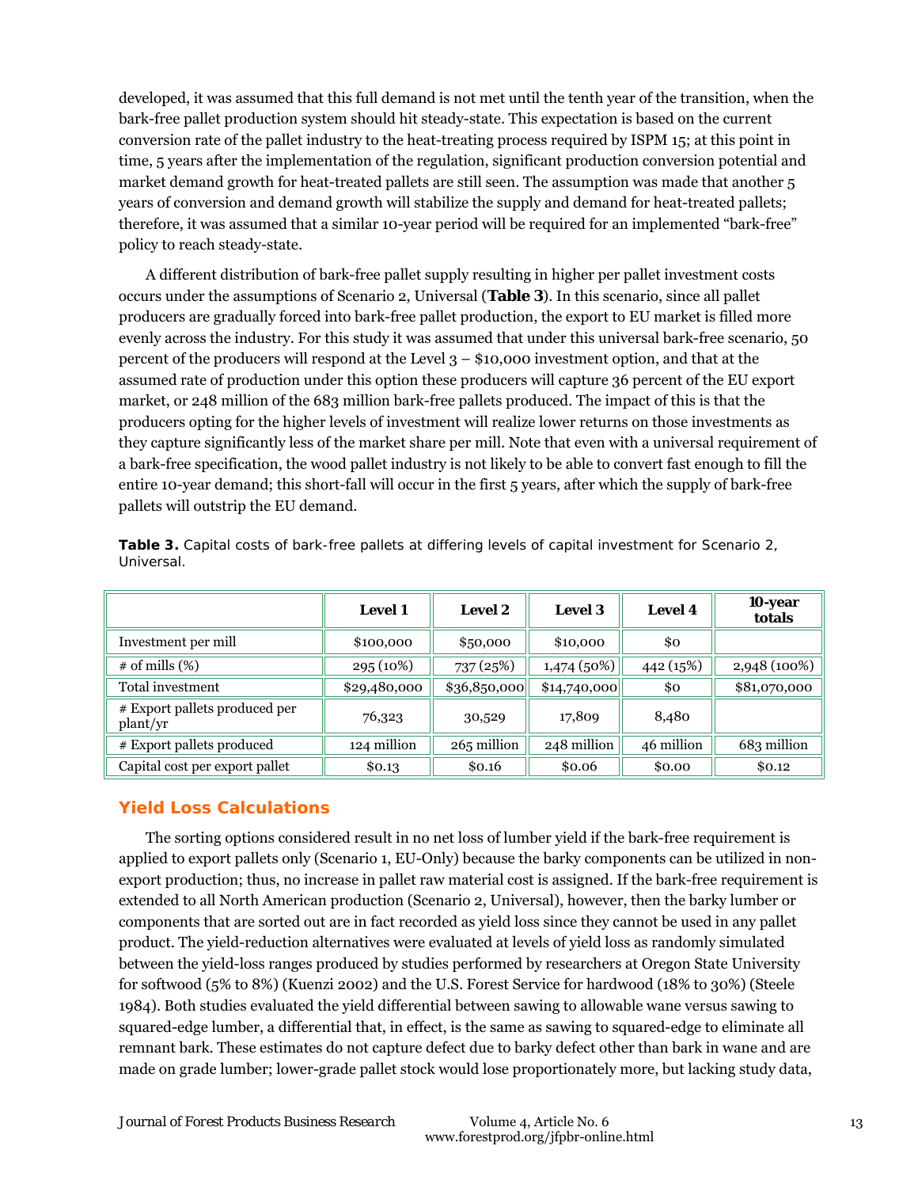developed, it was assumed that this full demand is not met until the tenth year of the transition, when the bark-free pallet production system should hit steady-state. This expectation is based on the current conversion rate of the pallet industry to the heat-treating process required by ISPM 15; at this point in time, 5 years after the implementation of the regulation, significant production conversion potential and market demand growth for heat-treated pallets are still seen. The assumption was made that another 5 years of conversion and demand growth will stabilize the supply and demand for heat-treated pallets; therefore, it was assumed that a similar 10-year period will be required for an implemented "bark-free" policy to reach steady-state.

A different distribution of bark-free pallet supply resulting in higher per pallet investment costs occurs under the assumptions of Scenario 2, Universal (**Table 3**). In this scenario, since all pallet producers are gradually forced into bark-free pallet production, the export to EU market is filled more evenly across the industry. For this study it was assumed that under this universal bark-free scenario, 50 percent of the producers will respond at the Level 3 – $10,000 investment option, and that at the assumed rate of production under this option these producers will capture 36 percent of the EU export market, or 248 million of the 683 million bark-free pallets produced. The impact of this is that the producers opting for the higher levels of investment will realize lower returns on those investments as they capture significantly less of the market share per mill. Note that even with a universal requirement of a bark-free specification, the wood pallet industry is not likely to be able to convert fast enough to fill the entire 10-year demand; this short-fall will occur in the first 5 years, after which the supply of bark-free pallets will outstrip the EU demand.

**Table 3.** Capital costs of bark-free pallets at differing levels of capital investment for Scenario 2, Universal.

| | Level 1 | Level 2 | Level 3 | Level 4 | 10-year totals |
|---|---|---|---|---|---|
| Investment per mill | $100,000 | $50,000 | $10,000 | $0 | |
| # of mills (%) | 295 (10%) | 737 (25%) | 1,474 (50%) | 442 (15%) | 2,948 (100%) |
| Total investment | $29,480,000 | $36,850,000 | $14,740,000 | $0 | $81,070,000 |
| # Export pallets produced per plant/yr | 76,323 | 30,529 | 17,809 | 8,480 | |
| # Export pallets produced | 124 million | 265 million | 248 million | 46 million | 683 million |
| Capital cost per export pallet | $0.13 | $0.16 | $0.06 | $0.00 | $0.12 |

## Yield Loss Calculations

The sorting options considered result in no net loss of lumber yield if the bark-free requirement is applied to export pallets only (Scenario 1, EU-Only) because the barky components can be utilized in non-export production; thus, no increase in pallet raw material cost is assigned. If the bark-free requirement is extended to all North American production (Scenario 2, Universal), however, then the barky lumber or components that are sorted out are in fact recorded as yield loss since they cannot be used in any pallet product. The yield-reduction alternatives were evaluated at levels of yield loss as randomly simulated between the yield-loss ranges produced by studies performed by researchers at Oregon State University for softwood (5% to 8%) (Kuenzi 2002) and the U.S. Forest Service for hardwood (18% to 30%) (Steele 1984). Both studies evaluated the yield differential between sawing to allowable wane versus sawing to squared-edge lumber, a differential that, in effect, is the same as sawing to squared-edge to eliminate all remnant bark. These estimates do not capture defect due to barky defect other than bark in wane and are made on grade lumber; lower-grade pallet stock would lose proportionately more, but lacking study data,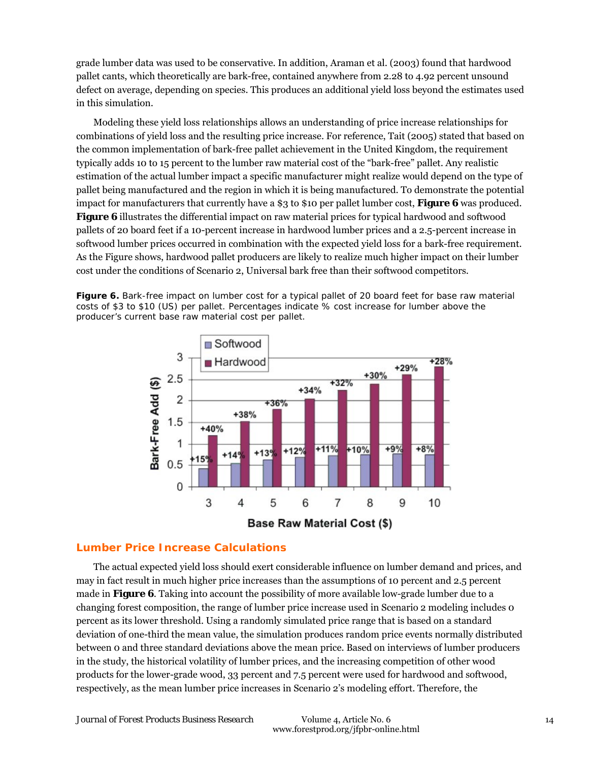grade lumber data was used to be conservative. In addition, Araman et al. (2003) found that hardwood pallet cants, which theoretically are bark-free, contained anywhere from 2.28 to 4.92 percent unsound defect on average, depending on species. This produces an additional yield loss beyond the estimates used in this simulation.

Modeling these yield loss relationships allows an understanding of price increase relationships for combinations of yield loss and the resulting price increase. For reference, Tait (2005) stated that based on the common implementation of bark-free pallet achievement in the United Kingdom, the requirement typically adds 10 to 15 percent to the lumber raw material cost of the "bark-free" pallet. Any realistic estimation of the actual lumber impact a specific manufacturer might realize would depend on the type of pallet being manufactured and the region in which it is being manufactured. To demonstrate the potential impact for manufacturers that currently have a $3 to $10 per pallet lumber cost, **Figure 6** was produced. **Figure 6** illustrates the differential impact on raw material prices for typical hardwood and softwood pallets of 20 board feet if a 10-percent increase in hardwood lumber prices and a 2.5-percent increase in softwood lumber prices occurred in combination with the expected yield loss for a bark-free requirement. As the Figure shows, hardwood pallet producers are likely to realize much higher impact on their lumber cost under the conditions of Scenario 2, Universal bark free than their softwood competitors.

**Figure 6.** Bark-free impact on lumber cost for a typical pallet of 20 board feet for base raw material costs of $3 to $10 (US) per pallet. Percentages indicate % cost increase for lumber above the producer's current base raw material cost per pallet.

## Lumber Price Increase Calculations

The actual expected yield loss should exert considerable influence on lumber demand and prices, and may in fact result in much higher price increases than the assumptions of 10 percent and 2.5 percent made in **Figure 6**. Taking into account the possibility of more available low-grade lumber due to a changing forest composition, the range of lumber price increase used in Scenario 2 modeling includes 0 percent as its lower threshold. Using a randomly simulated price range that is based on a standard deviation of one-third the mean value, the simulation produces random price events normally distributed between 0 and three standard deviations above the mean price. Based on interviews of lumber producers in the study, the historical volatility of lumber prices, and the increasing competition of other wood products for the lower-grade wood, 33 percent and 7.5 percent were used for hardwood and softwood, respectively, as the mean lumber price increases in Scenario 2's modeling effort. Therefore, the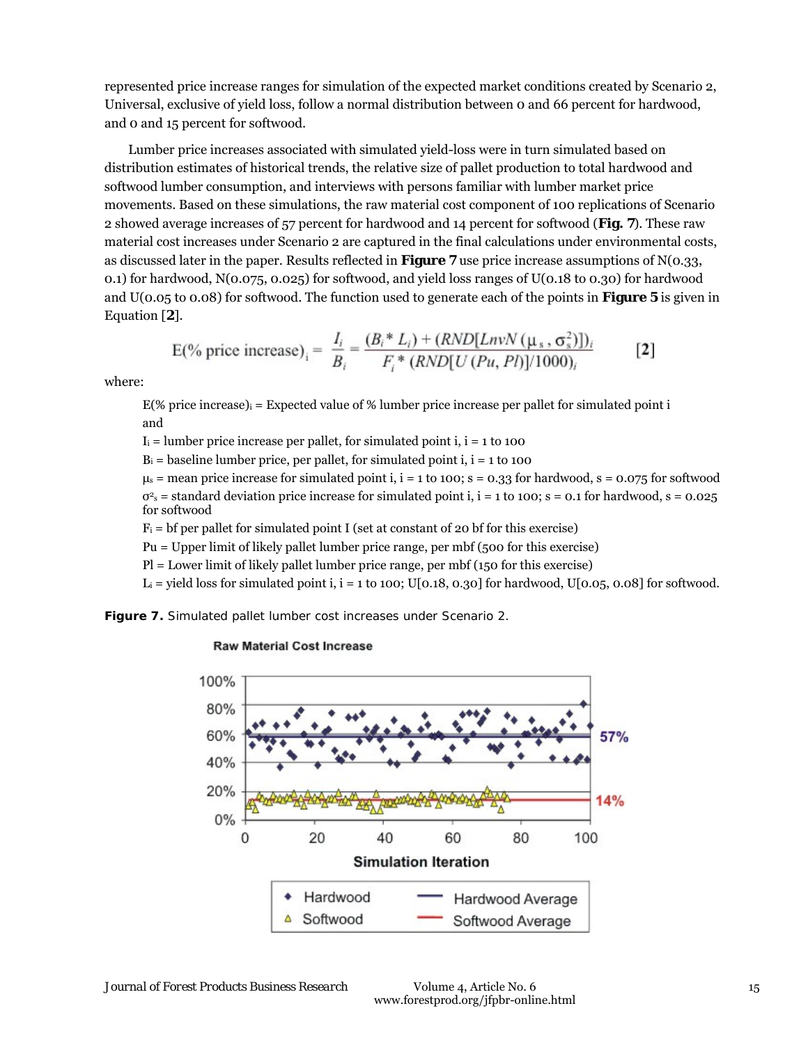represented price increase ranges for simulation of the expected market conditions created by Scenario 2, Universal, exclusive of yield loss, follow a normal distribution between 0 and 66 percent for hardwood, and 0 and 15 percent for softwood.

Lumber price increases associated with simulated yield-loss were in turn simulated based on distribution estimates of historical trends, the relative size of pallet production to total hardwood and softwood lumber consumption, and interviews with persons familiar with lumber market price movements. Based on these simulations, the raw material cost component of 100 replications of Scenario 2 showed average increases of 57 percent for hardwood and 14 percent for softwood (**Fig. 7**). These raw material cost increases under Scenario 2 are captured in the final calculations under environmental costs, as discussed later in the paper. Results reflected in **Figure 7** use price increase assumptions of N(0.33, 0.1) for hardwood, N(0.075, 0.025) for softwood, and yield loss ranges of U(0.18 to 0.30) for hardwood and U(0.05 to 0.08) for softwood. The function used to generate each of the points in **Figure 5** is given in Equation [**2**].

$$E(\%\ \text{price increase})_i = \frac{I_i}{B_i} = \frac{(B_i * L_i) + (RND[LnvN(\mu_s, \sigma_s^2)])_i}{F_i * (RND[U(Pu, Pl)]/1000)_i} \qquad [2]$$

where:

- $E(\%\ \text{price increase})_i$ = Expected value of % lumber price increase per pallet for simulated point i and
- $I_i$ = lumber price increase per pallet, for simulated point i, i = 1 to 100
- $B_i$ = baseline lumber price, per pallet, for simulated point i, i = 1 to 100
- $\mu_s$ = mean price increase for simulated point i, i = 1 to 100; s = 0.33 for hardwood, s = 0.075 for softwood
- $\sigma^2_s$ = standard deviation price increase for simulated point i, i = 1 to 100; s = 0.1 for hardwood, s = 0.025 for softwood
- $F_i$ = bf per pallet for simulated point I (set at constant of 20 bf for this exercise)
- Pu = Upper limit of likely pallet lumber price range, per mbf (500 for this exercise)
- Pl = Lower limit of likely pallet lumber price range, per mbf (150 for this exercise)
- $L_i$ = yield loss for simulated point i, i = 1 to 100; U[0.18, 0.30] for hardwood, U[0.05, 0.08] for softwood.

**Figure 7.** Simulated pallet lumber cost increases under Scenario 2.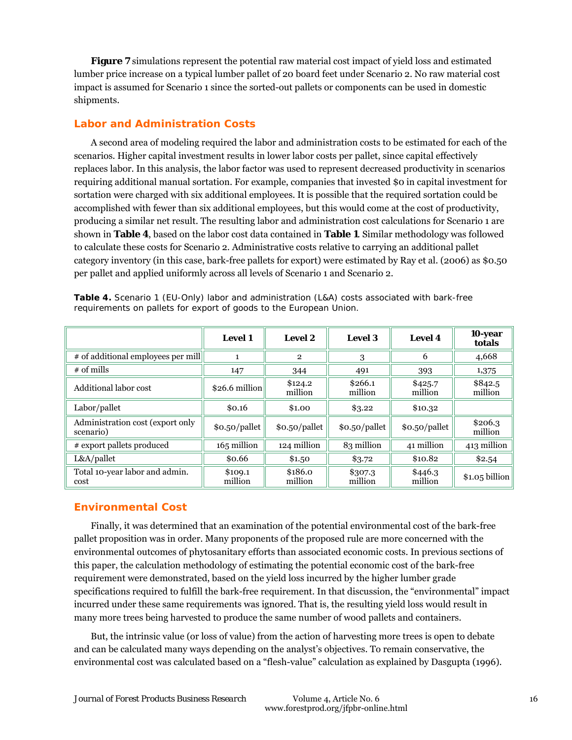**Figure 7** simulations represent the potential raw material cost impact of yield loss and estimated lumber price increase on a typical lumber pallet of 20 board feet under Scenario 2. No raw material cost impact is assumed for Scenario 1 since the sorted-out pallets or components can be used in domestic shipments.

## Labor and Administration Costs

A second area of modeling required the labor and administration costs to be estimated for each of the scenarios. Higher capital investment results in lower labor costs per pallet, since capital effectively replaces labor. In this analysis, the labor factor was used to represent decreased productivity in scenarios requiring additional manual sortation. For example, companies that invested $0 in capital investment for sortation were charged with six additional employees. It is possible that the required sortation could be accomplished with fewer than six additional employees, but this would come at the cost of productivity, producing a similar net result. The resulting labor and administration cost calculations for Scenario 1 are shown in **Table 4**, based on the labor cost data contained in **Table 1**. Similar methodology was followed to calculate these costs for Scenario 2. Administrative costs relative to carrying an additional pallet category inventory (in this case, bark-free pallets for export) were estimated by Ray et al. (2006) as $0.50 per pallet and applied uniformly across all levels of Scenario 1 and Scenario 2.

**Table 4.** Scenario 1 (EU-Only) labor and administration (L&A) costs associated with bark-free requirements on pallets for export of goods to the European Union.

| | Level 1 | Level 2 | Level 3 | Level 4 | 10-year totals |
|---|---|---|---|---|---|
| # of additional employees per mill | 1 | 2 | 3 | 6 | 4,668 |
| # of mills | 147 | 344 | 491 | 393 | 1,375 |
| Additional labor cost | $26.6 million | $124.2 million | $266.1 million | $425.7 million | $842.5 million |
| Labor/pallet | $0.16 | $1.00 | $3.22 | $10.32 | |
| Administration cost (export only scenario) | $0.50/pallet | $0.50/pallet | $0.50/pallet | $0.50/pallet | $206.3 million |
| # export pallets produced | 165 million | 124 million | 83 million | 41 million | 413 million |
| L&A/pallet | $0.66 | $1.50 | $3.72 | $10.82 | $2.54 |
| Total 10-year labor and admin. cost | $109.1 million | $186.0 million | $307.3 million | $446.3 million | $1.05 billion |

## Environmental Cost

Finally, it was determined that an examination of the potential environmental cost of the bark-free pallet proposition was in order. Many proponents of the proposed rule are more concerned with the environmental outcomes of phytosanitary efforts than associated economic costs. In previous sections of this paper, the calculation methodology of estimating the potential economic cost of the bark-free requirement were demonstrated, based on the yield loss incurred by the higher lumber grade specifications required to fulfill the bark-free requirement. In that discussion, the "environmental" impact incurred under these same requirements was ignored. That is, the resulting yield loss would result in many more trees being harvested to produce the same number of wood pallets and containers.

But, the intrinsic value (or loss of value) from the action of harvesting more trees is open to debate and can be calculated many ways depending on the analyst's objectives. To remain conservative, the environmental cost was calculated based on a "flesh-value" calculation as explained by Dasgupta (1996).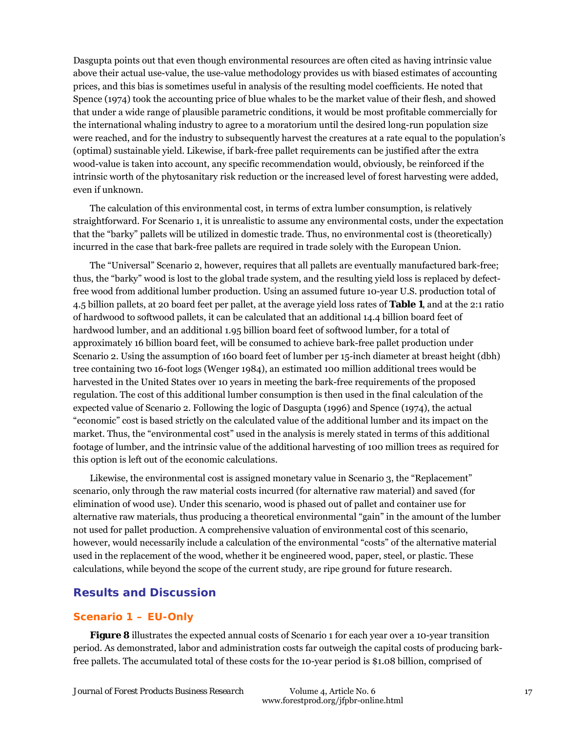Dasgupta points out that even though environmental resources are often cited as having intrinsic value above their actual use-value, the use-value methodology provides us with biased estimates of accounting prices, and this bias is sometimes useful in analysis of the resulting model coefficients. He noted that Spence (1974) took the accounting price of blue whales to be the market value of their flesh, and showed that under a wide range of plausible parametric conditions, it would be most profitable commercially for the international whaling industry to agree to a moratorium until the desired long-run population size were reached, and for the industry to subsequently harvest the creatures at a rate equal to the population's (optimal) sustainable yield. Likewise, if bark-free pallet requirements can be justified after the extra wood-value is taken into account, any specific recommendation would, obviously, be reinforced if the intrinsic worth of the phytosanitary risk reduction or the increased level of forest harvesting were added, even if unknown.

The calculation of this environmental cost, in terms of extra lumber consumption, is relatively straightforward. For Scenario 1, it is unrealistic to assume any environmental costs, under the expectation that the "barky" pallets will be utilized in domestic trade. Thus, no environmental cost is (theoretically) incurred in the case that bark-free pallets are required in trade solely with the European Union.

The "Universal" Scenario 2, however, requires that all pallets are eventually manufactured bark-free; thus, the "barky" wood is lost to the global trade system, and the resulting yield loss is replaced by defect-free wood from additional lumber production. Using an assumed future 10-year U.S. production total of 4.5 billion pallets, at 20 board feet per pallet, at the average yield loss rates of **Table 1**, and at the 2:1 ratio of hardwood to softwood pallets, it can be calculated that an additional 14.4 billion board feet of hardwood lumber, and an additional 1.95 billion board feet of softwood lumber, for a total of approximately 16 billion board feet, will be consumed to achieve bark-free pallet production under Scenario 2. Using the assumption of 160 board feet of lumber per 15-inch diameter at breast height (dbh) tree containing two 16-foot logs (Wenger 1984), an estimated 100 million additional trees would be harvested in the United States over 10 years in meeting the bark-free requirements of the proposed regulation. The cost of this additional lumber consumption is then used in the final calculation of the expected value of Scenario 2. Following the logic of Dasgupta (1996) and Spence (1974), the actual "economic" cost is based strictly on the calculated value of the additional lumber and its impact on the market. Thus, the "environmental cost" used in the analysis is merely stated in terms of this additional footage of lumber, and the intrinsic value of the additional harvesting of 100 million trees as required for this option is left out of the economic calculations.

Likewise, the environmental cost is assigned monetary value in Scenario 3, the "Replacement" scenario, only through the raw material costs incurred (for alternative raw material) and saved (for elimination of wood use). Under this scenario, wood is phased out of pallet and container use for alternative raw materials, thus producing a theoretical environmental "gain" in the amount of the lumber not used for pallet production. A comprehensive valuation of environmental cost of this scenario, however, would necessarily include a calculation of the environmental "costs" of the alternative material used in the replacement of the wood, whether it be engineered wood, paper, steel, or plastic. These calculations, while beyond the scope of the current study, are ripe ground for future research.

## Results and Discussion

### Scenario 1 – EU-Only

**Figure 8** illustrates the expected annual costs of Scenario 1 for each year over a 10-year transition period. As demonstrated, labor and administration costs far outweigh the capital costs of producing bark-free pallets. The accumulated total of these costs for the 10-year period is $1.08 billion, comprised of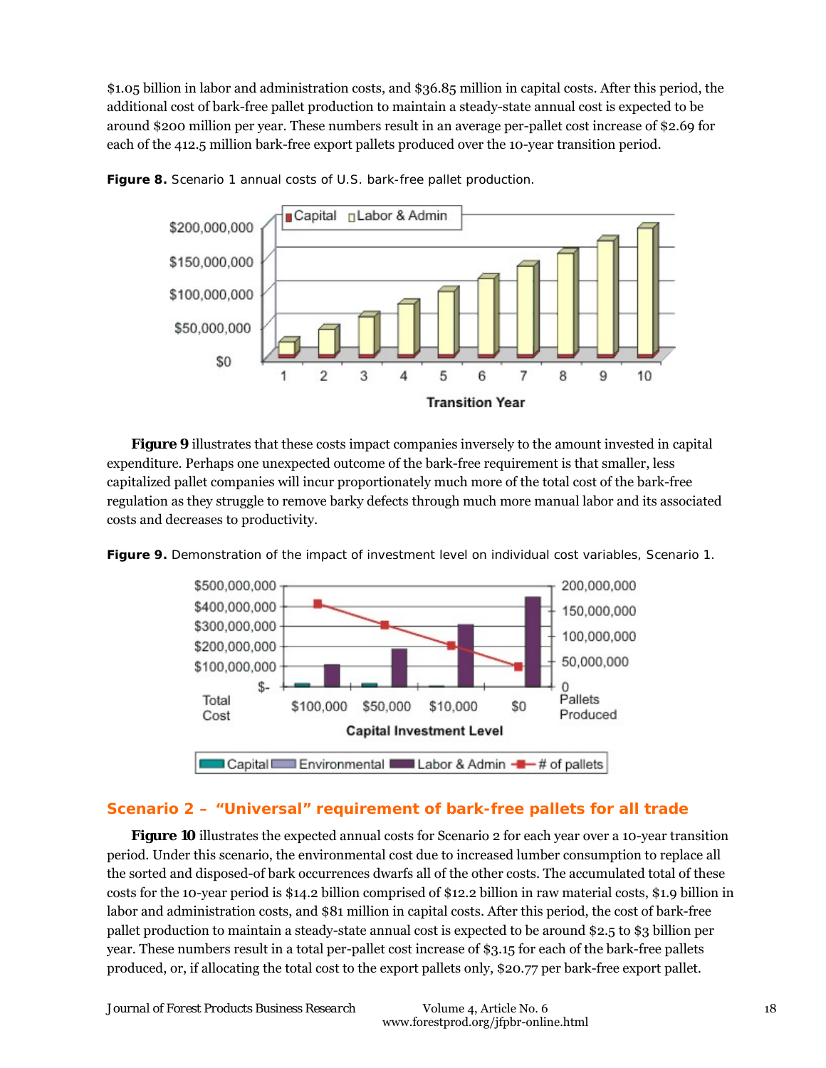$1.05 billion in labor and administration costs, and $36.85 million in capital costs. After this period, the additional cost of bark-free pallet production to maintain a steady-state annual cost is expected to be around $200 million per year. These numbers result in an average per-pallet cost increase of $2.69 for each of the 412.5 million bark-free export pallets produced over the 10-year transition period.

**Figure 8.** Scenario 1 annual costs of U.S. bark-free pallet production.

**Figure 9** illustrates that these costs impact companies inversely to the amount invested in capital expenditure. Perhaps one unexpected outcome of the bark-free requirement is that smaller, less capitalized pallet companies will incur proportionately much more of the total cost of the bark-free regulation as they struggle to remove barky defects through much more manual labor and its associated costs and decreases to productivity.

**Figure 9.** Demonstration of the impact of investment level on individual cost variables, Scenario 1.

## Scenario 2 – "Universal" requirement of bark-free pallets for all trade

**Figure 10** illustrates the expected annual costs for Scenario 2 for each year over a 10-year transition period. Under this scenario, the environmental cost due to increased lumber consumption to replace all the sorted and disposed-of bark occurrences dwarfs all of the other costs. The accumulated total of these costs for the 10-year period is $14.2 billion comprised of $12.2 billion in raw material costs, $1.9 billion in labor and administration costs, and $81 million in capital costs. After this period, the cost of bark-free pallet production to maintain a steady-state annual cost is expected to be around $2.5 to $3 billion per year. These numbers result in a total per-pallet cost increase of $3.15 for each of the bark-free pallets produced, or, if allocating the total cost to the export pallets only, $20.77 per bark-free export pallet.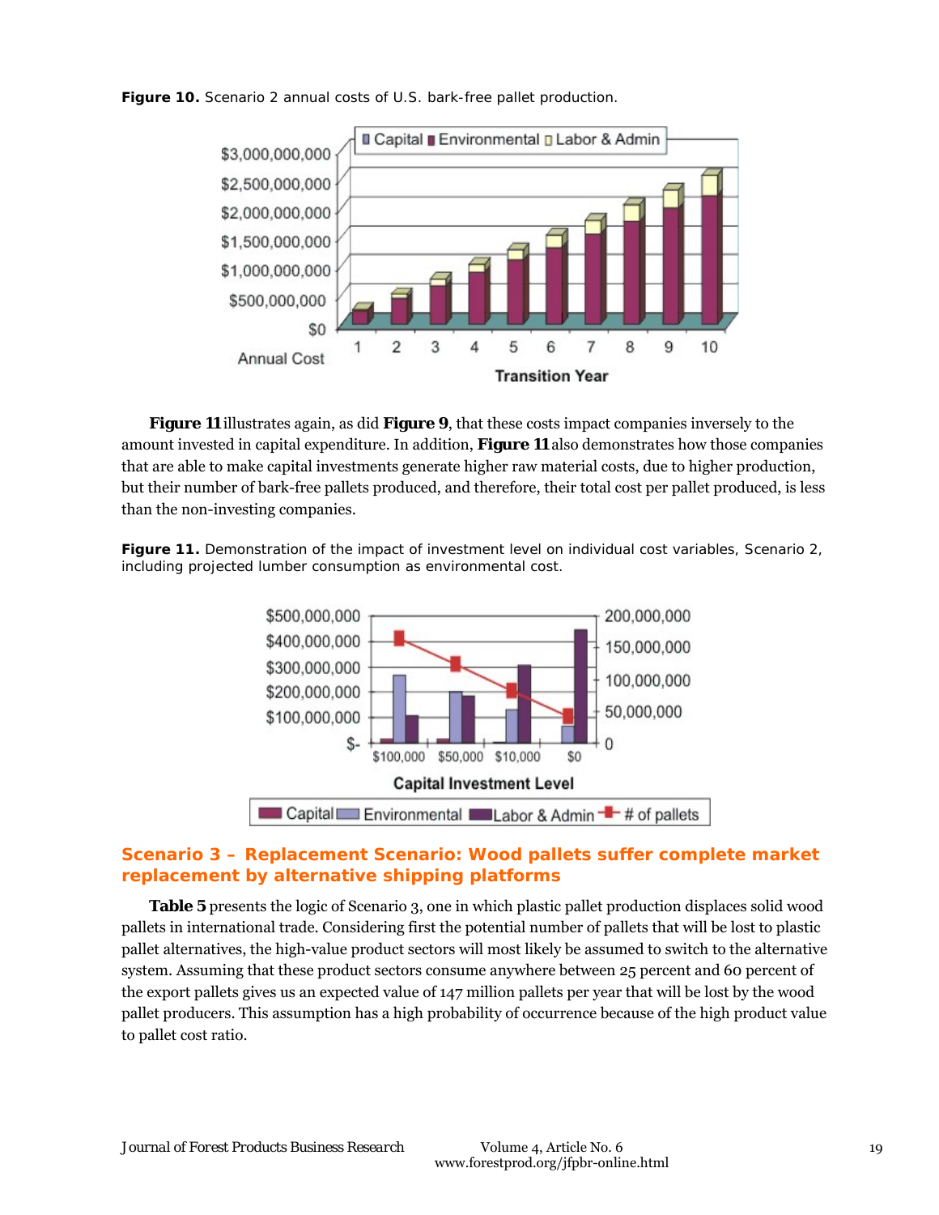**Figure 10.** Scenario 2 annual costs of U.S. bark-free pallet production.

**Figure 11** illustrates again, as did **Figure 9**, that these costs impact companies inversely to the amount invested in capital expenditure. In addition, **Figure 11** also demonstrates how those companies that are able to make capital investments generate higher raw material costs, due to higher production, but their number of bark-free pallets produced, and therefore, their total cost per pallet produced, is less than the non-investing companies.

**Figure 11.** Demonstration of the impact of investment level on individual cost variables, Scenario 2, including projected lumber consumption as environmental cost.

## Scenario 3 – Replacement Scenario: Wood pallets suffer complete market replacement by alternative shipping platforms

**Table 5** presents the logic of Scenario 3, one in which plastic pallet production displaces solid wood pallets in international trade. Considering first the potential number of pallets that will be lost to plastic pallet alternatives, the high-value product sectors will most likely be assumed to switch to the alternative system. Assuming that these product sectors consume anywhere between 25 percent and 60 percent of the export pallets gives us an expected value of 147 million pallets per year that will be lost by the wood pallet producers. This assumption has a high probability of occurrence because of the high product value to pallet cost ratio.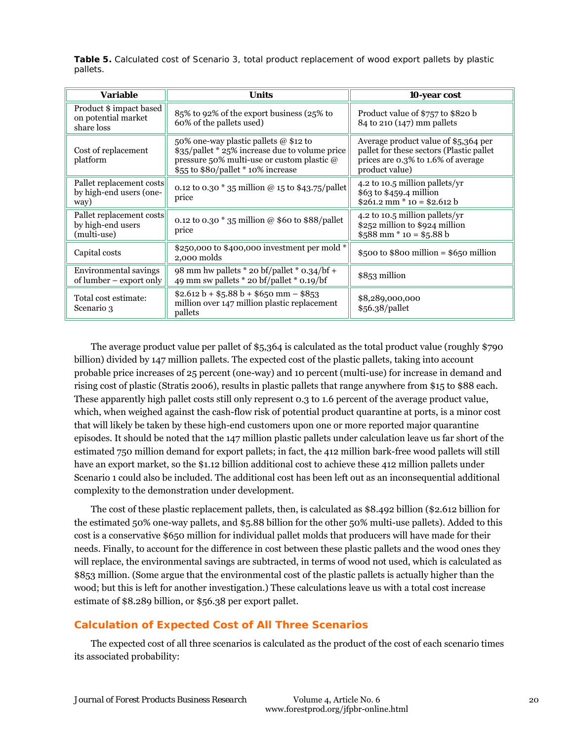**Table 5.** Calculated cost of Scenario 3, total product replacement of wood export pallets by plastic pallets.

| Variable | Units | 10-year cost |
|---|---|---|
| Product $ impact based on potential market share loss | 85% to 92% of the export business (25% to 60% of the pallets used) | Product value of $757 to $820 b<br>84 to 210 (147) mm pallets |
| Cost of replacement platform | 50% one-way plastic pallets @ $12 to $35/pallet * 25% increase due to volume price pressure 50% multi-use or custom plastic @ $55 to $80/pallet * 10% increase | Average product value of $5,364 per pallet for these sectors (Plastic pallet prices are 0.3% to 1.6% of average product value) |
| Pallet replacement costs by high-end users (one-way) | 0.12 to 0.30 * 35 million @ 15 to $43.75/pallet price | 4.2 to 10.5 million pallets/yr<br>$63 to $459.4 million<br>$261.2 mm * 10 = $2.612 b |
| Pallet replacement costs by high-end users (multi-use) | 0.12 to 0.30 * 35 million @ $60 to $88/pallet price | 4.2 to 10.5 million pallets/yr<br>$252 million to $924 million<br>$588 mm * 10 = $5.88 b |
| Capital costs | $250,000 to $400,000 investment per mold * 2,000 molds | $500 to $800 million = $650 million |
| Environmental savings of lumber – export only | 98 mm hw pallets * 20 bf/pallet * 0.34/bf + 49 mm sw pallets * 20 bf/pallet * 0.19/bf | $853 million |
| Total cost estimate: Scenario 3 | $2.612 b + $5.88 b + $650 mm – $853 million over 147 million plastic replacement pallets | $8,289,000,000<br>$56.38/pallet |

The average product value per pallet of $5,364 is calculated as the total product value (roughly $790 billion) divided by 147 million pallets. The expected cost of the plastic pallets, taking into account probable price increases of 25 percent (one-way) and 10 percent (multi-use) for increase in demand and rising cost of plastic (Stratis 2006), results in plastic pallets that range anywhere from $15 to $88 each. These apparently high pallet costs still only represent 0.3 to 1.6 percent of the average product value, which, when weighed against the cash-flow risk of potential product quarantine at ports, is a minor cost that will likely be taken by these high-end customers upon one or more reported major quarantine episodes. It should be noted that the 147 million plastic pallets under calculation leave us far short of the estimated 750 million demand for export pallets; in fact, the 412 million bark-free wood pallets will still have an export market, so the $1.12 billion additional cost to achieve these 412 million pallets under Scenario 1 could also be included. The additional cost has been left out as an inconsequential additional complexity to the demonstration under development.

The cost of these plastic replacement pallets, then, is calculated as $8.492 billion ($2.612 billion for the estimated 50% one-way pallets, and $5.88 billion for the other 50% multi-use pallets). Added to this cost is a conservative $650 million for individual pallet molds that producers will have made for their needs. Finally, to account for the difference in cost between these plastic pallets and the wood ones they will replace, the environmental savings are subtracted, in terms of wood not used, which is calculated as $853 million. (Some argue that the environmental cost of the plastic pallets is actually higher than the wood; but this is left for another investigation.) These calculations leave us with a total cost increase estimate of $8.289 billion, or $56.38 per export pallet.

## Calculation of Expected Cost of All Three Scenarios

The expected cost of all three scenarios is calculated as the product of the cost of each scenario times its associated probability: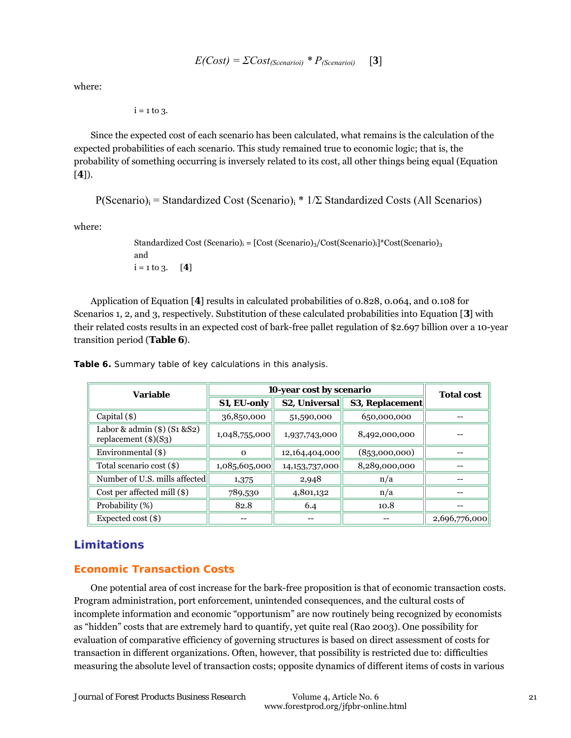$$E(Cost) = \Sigma Cost_{(Scenario i)} * P_{(Scenario i)} \quad [3]$$

where:

i = 1 to 3.

Since the expected cost of each scenario has been calculated, what remains is the calculation of the expected probabilities of each scenario. This study remained true to economic logic; that is, the probability of something occurring is inversely related to its cost, all other things being equal (Equation [**4**]).

$$P(Scenario)_i = \text{Standardized Cost } (Scenario)_i * 1/\Sigma \text{ Standardized Costs (All Scenarios)}$$

where:

$$\text{Standardized Cost } (Scenario)_i = [Cost\ (Scenario)_3/Cost(Scenario)_i]*Cost(Scenario)_3$$

and

i = 1 to 3. [**4**]

Application of Equation [**4**] results in calculated probabilities of 0.828, 0.064, and 0.108 for Scenarios 1, 2, and 3, respectively. Substitution of these calculated probabilities into Equation [**3**] with their related costs results in an expected cost of bark-free pallet regulation of $2.697 billion over a 10-year transition period (**Table 6**).

**Table 6.** Summary table of key calculations in this analysis.

| Variable | 10-year cost by scenario | | | Total cost |
|---|---|---|---|---|
| | S1, EU-only | S2, Universal | S3, Replacement | |
| Capital ($) | 36,850,000 | 51,590,000 | 650,000,000 | -- |
| Labor & admin ($) (S1 &S2) replacement ($)(S3) | 1,048,755,000 | 1,937,743,000 | 8,492,000,000 | -- |
| Environmental ($) | 0 | 12,164,404,000 | (853,000,000) | -- |
| Total scenario cost ($) | 1,085,605,000 | 14,153,737,000 | 8,289,000,000 | -- |
| Number of U.S. mills affected | 1,375 | 2,948 | n/a | -- |
| Cost per affected mill ($) | 789,530 | 4,801,132 | n/a | -- |
| Probability (%) | 82.8 | 6.4 | 10.8 | -- |
| Expected cost ($) | -- | -- | -- | 2,696,776,000 |

## Limitations

### Economic Transaction Costs

One potential area of cost increase for the bark-free proposition is that of economic transaction costs. Program administration, port enforcement, unintended consequences, and the cultural costs of incomplete information and economic "opportunism" are now routinely being recognized by economists as "hidden" costs that are extremely hard to quantify, yet quite real (Rao 2003). One possibility for evaluation of comparative efficiency of governing structures is based on direct assessment of costs for transaction in different organizations. Often, however, that possibility is restricted due to: difficulties measuring the absolute level of transaction costs; opposite dynamics of different items of costs in various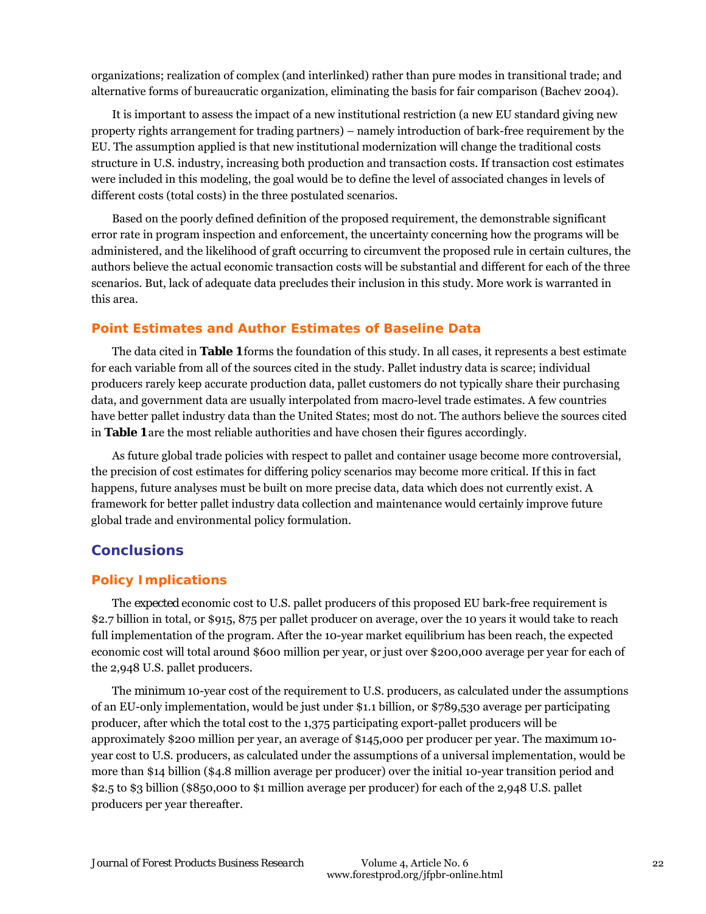organizations; realization of complex (and interlinked) rather than pure modes in transitional trade; and alternative forms of bureaucratic organization, eliminating the basis for fair comparison (Bachev 2004).

It is important to assess the impact of a new institutional restriction (a new EU standard giving new property rights arrangement for trading partners) – namely introduction of bark-free requirement by the EU. The assumption applied is that new institutional modernization will change the traditional costs structure in U.S. industry, increasing both production and transaction costs. If transaction cost estimates were included in this modeling, the goal would be to define the level of associated changes in levels of different costs (total costs) in the three postulated scenarios.

Based on the poorly defined definition of the proposed requirement, the demonstrable significant error rate in program inspection and enforcement, the uncertainty concerning how the programs will be administered, and the likelihood of graft occurring to circumvent the proposed rule in certain cultures, the authors believe the actual economic transaction costs will be substantial and different for each of the three scenarios. But, lack of adequate data precludes their inclusion in this study. More work is warranted in this area.

### Point Estimates and Author Estimates of Baseline Data

The data cited in **Table 1** forms the foundation of this study. In all cases, it represents a best estimate for each variable from all of the sources cited in the study. Pallet industry data is scarce; individual producers rarely keep accurate production data, pallet customers do not typically share their purchasing data, and government data are usually interpolated from macro-level trade estimates. A few countries have better pallet industry data than the United States; most do not. The authors believe the sources cited in **Table 1** are the most reliable authorities and have chosen their figures accordingly.

As future global trade policies with respect to pallet and container usage become more controversial, the precision of cost estimates for differing policy scenarios may become more critical. If this in fact happens, future analyses must be built on more precise data, data which does not currently exist. A framework for better pallet industry data collection and maintenance would certainly improve future global trade and environmental policy formulation.

## Conclusions

### Policy Implications

The *expected* economic cost to U.S. pallet producers of this proposed EU bark-free requirement is $2.7 billion in total, or $915, 875 per pallet producer on average, over the 10 years it would take to reach full implementation of the program. After the 10-year market equilibrium has been reach, the expected economic cost will total around $600 million per year, or just over $200,000 average per year for each of the 2,948 U.S. pallet producers.

The *minimum* 10-year cost of the requirement to U.S. producers, as calculated under the assumptions of an EU-only implementation, would be just under $1.1 billion, or $789,530 average per participating producer, after which the total cost to the 1,375 participating export-pallet producers will be approximately $200 million per year, an average of $145,000 per producer per year. The *maximum* 10-year cost to U.S. producers, as calculated under the assumptions of a universal implementation, would be more than $14 billion ($4.8 million average per producer) over the initial 10-year transition period and $2.5 to $3 billion ($850,000 to $1 million average per producer) for each of the 2,948 U.S. pallet producers per year thereafter.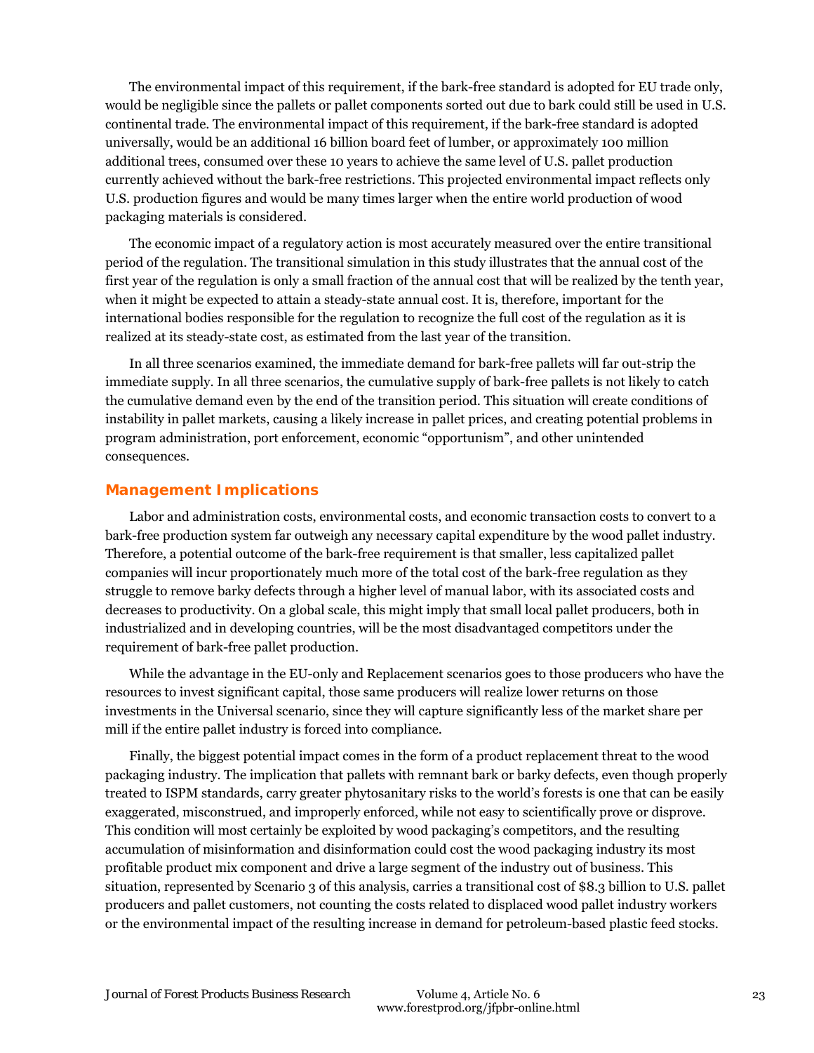The environmental impact of this requirement, if the bark-free standard is adopted for EU trade only, would be negligible since the pallets or pallet components sorted out due to bark could still be used in U.S. continental trade. The environmental impact of this requirement, if the bark-free standard is adopted universally, would be an additional 16 billion board feet of lumber, or approximately 100 million additional trees, consumed over these 10 years to achieve the same level of U.S. pallet production currently achieved without the bark-free restrictions. This projected environmental impact reflects only U.S. production figures and would be many times larger when the entire world production of wood packaging materials is considered.

The economic impact of a regulatory action is most accurately measured over the entire transitional period of the regulation. The transitional simulation in this study illustrates that the annual cost of the first year of the regulation is only a small fraction of the annual cost that will be realized by the tenth year, when it might be expected to attain a steady-state annual cost. It is, therefore, important for the international bodies responsible for the regulation to recognize the full cost of the regulation as it is realized at its steady-state cost, as estimated from the last year of the transition.

In all three scenarios examined, the immediate demand for bark-free pallets will far out-strip the immediate supply. In all three scenarios, the cumulative supply of bark-free pallets is not likely to catch the cumulative demand even by the end of the transition period. This situation will create conditions of instability in pallet markets, causing a likely increase in pallet prices, and creating potential problems in program administration, port enforcement, economic "opportunism", and other unintended consequences.

## Management Implications

Labor and administration costs, environmental costs, and economic transaction costs to convert to a bark-free production system far outweigh any necessary capital expenditure by the wood pallet industry. Therefore, a potential outcome of the bark-free requirement is that smaller, less capitalized pallet companies will incur proportionately much more of the total cost of the bark-free regulation as they struggle to remove barky defects through a higher level of manual labor, with its associated costs and decreases to productivity. On a global scale, this might imply that small local pallet producers, both in industrialized and in developing countries, will be the most disadvantaged competitors under the requirement of bark-free pallet production.

While the advantage in the EU-only and Replacement scenarios goes to those producers who have the resources to invest significant capital, those same producers will realize lower returns on those investments in the Universal scenario, since they will capture significantly less of the market share per mill if the entire pallet industry is forced into compliance.

Finally, the biggest potential impact comes in the form of a product replacement threat to the wood packaging industry. The implication that pallets with remnant bark or barky defects, even though properly treated to ISPM standards, carry greater phytosanitary risks to the world's forests is one that can be easily exaggerated, misconstrued, and improperly enforced, while not easy to scientifically prove or disprove. This condition will most certainly be exploited by wood packaging's competitors, and the resulting accumulation of misinformation and disinformation could cost the wood packaging industry its most profitable product mix component and drive a large segment of the industry out of business. This situation, represented by Scenario 3 of this analysis, carries a transitional cost of $8.3 billion to U.S. pallet producers and pallet customers, not counting the costs related to displaced wood pallet industry workers or the environmental impact of the resulting increase in demand for petroleum-based plastic feed stocks.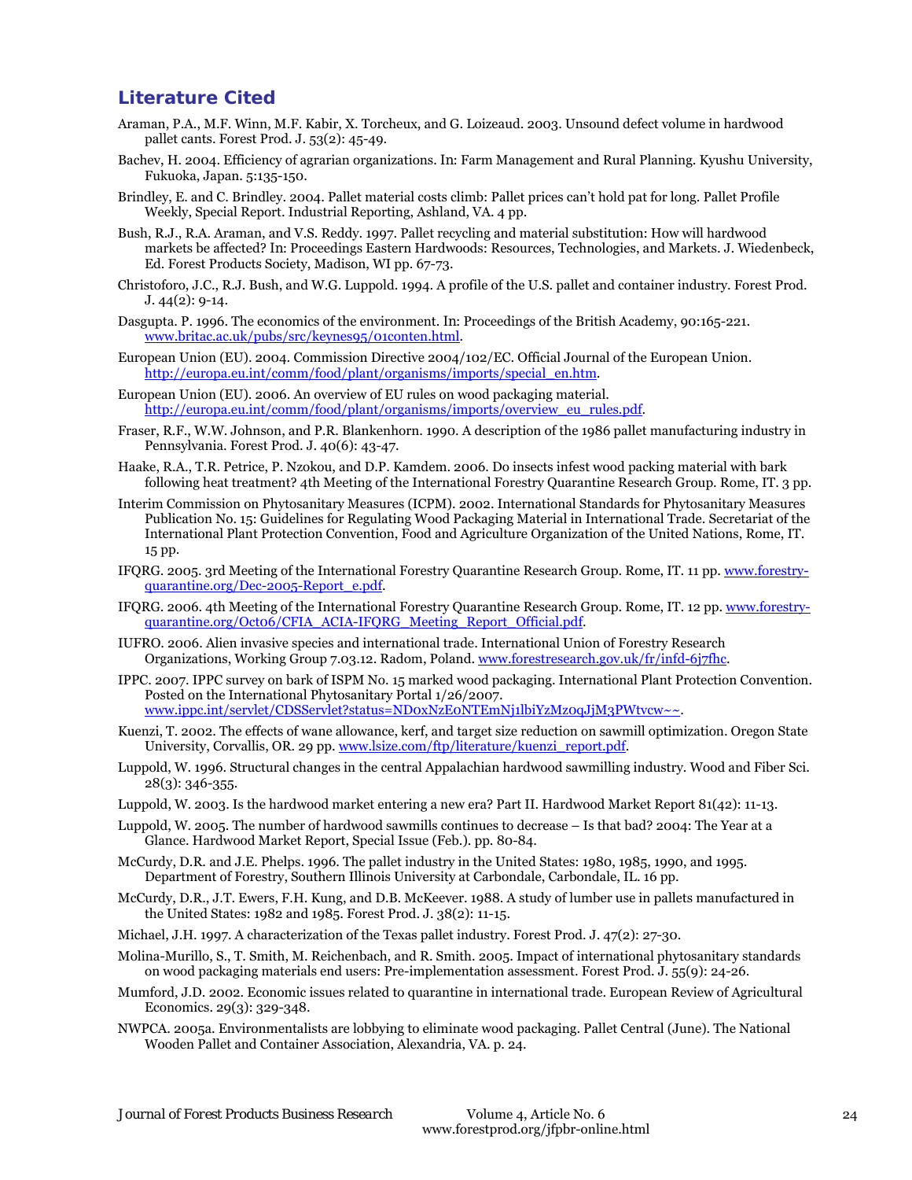## Literature Cited

Araman, P.A., M.F. Winn, M.F. Kabir, X. Torcheux, and G. Loizeaud. 2003. Unsound defect volume in hardwood pallet cants. Forest Prod. J. 53(2): 45-49.

Bachev, H. 2004. Efficiency of agrarian organizations. In: Farm Management and Rural Planning. Kyushu University, Fukuoka, Japan. 5:135-150.

Brindley, E. and C. Brindley. 2004. Pallet material costs climb: Pallet prices can't hold pat for long. Pallet Profile Weekly, Special Report. Industrial Reporting, Ashland, VA. 4 pp.

Bush, R.J., R.A. Araman, and V.S. Reddy. 1997. Pallet recycling and material substitution: How will hardwood markets be affected? In: Proceedings Eastern Hardwoods: Resources, Technologies, and Markets. J. Wiedenbeck, Ed. Forest Products Society, Madison, WI pp. 67-73.

Christoforo, J.C., R.J. Bush, and W.G. Luppold. 1994. A profile of the U.S. pallet and container industry. Forest Prod. J. 44(2): 9-14.

Dasgupta. P. 1996. The economics of the environment. In: Proceedings of the British Academy, 90:165-221. www.britac.ac.uk/pubs/src/keynes95/01conten.html.

European Union (EU). 2004. Commission Directive 2004/102/EC. Official Journal of the European Union. http://europa.eu.int/comm/food/plant/organisms/imports/special_en.htm.

European Union (EU). 2006. An overview of EU rules on wood packaging material. http://europa.eu.int/comm/food/plant/organisms/imports/overview_eu_rules.pdf.

Fraser, R.F., W.W. Johnson, and P.R. Blankenhorn. 1990. A description of the 1986 pallet manufacturing industry in Pennsylvania. Forest Prod. J. 40(6): 43-47.

Haake, R.A., T.R. Petrice, P. Nzokou, and D.P. Kamdem. 2006. Do insects infest wood packing material with bark following heat treatment? 4th Meeting of the International Forestry Quarantine Research Group. Rome, IT. 3 pp.

Interim Commission on Phytosanitary Measures (ICPM). 2002. International Standards for Phytosanitary Measures Publication No. 15: Guidelines for Regulating Wood Packaging Material in International Trade. Secretariat of the International Plant Protection Convention, Food and Agriculture Organization of the United Nations, Rome, IT. 15 pp.

IFQRG. 2005. 3rd Meeting of the International Forestry Quarantine Research Group. Rome, IT. 11 pp. www.forestry-quarantine.org/Dec-2005-Report_e.pdf.

IFQRG. 2006. 4th Meeting of the International Forestry Quarantine Research Group. Rome, IT. 12 pp. www.forestry-quarantine.org/Oct06/CFIA_ACIA-IFQRG_Meeting_Report_Official.pdf.

IUFRO. 2006. Alien invasive species and international trade. International Union of Forestry Research Organizations, Working Group 7.03.12. Radom, Poland. www.forestresearch.gov.uk/fr/infd-6j7fhc.

IPPC. 2007. IPPC survey on bark of ISPM No. 15 marked wood packaging. International Plant Protection Convention. Posted on the International Phytosanitary Portal 1/26/2007. www.ippc.int/servlet/CDSServlet?status=ND0xNzE0NTEmNj1lbiYzMz0qJjM3PWtvcw~~.

Kuenzi, T. 2002. The effects of wane allowance, kerf, and target size reduction on sawmill optimization. Oregon State University, Corvallis, OR. 29 pp. www.lsize.com/ftp/literature/kuenzi_report.pdf.

Luppold, W. 1996. Structural changes in the central Appalachian hardwood sawmilling industry. Wood and Fiber Sci. 28(3): 346-355.

Luppold, W. 2003. Is the hardwood market entering a new era? Part II. Hardwood Market Report 81(42): 11-13.

Luppold, W. 2005. The number of hardwood sawmills continues to decrease – Is that bad? 2004: The Year at a Glance. Hardwood Market Report, Special Issue (Feb.). pp. 80-84.

McCurdy, D.R. and J.E. Phelps. 1996. The pallet industry in the United States: 1980, 1985, 1990, and 1995. Department of Forestry, Southern Illinois University at Carbondale, Carbondale, IL. 16 pp.

McCurdy, D.R., J.T. Ewers, F.H. Kung, and D.B. McKeever. 1988. A study of lumber use in pallets manufactured in the United States: 1982 and 1985. Forest Prod. J. 38(2): 11-15.

Michael, J.H. 1997. A characterization of the Texas pallet industry. Forest Prod. J. 47(2): 27-30.

Molina-Murillo, S., T. Smith, M. Reichenbach, and R. Smith. 2005. Impact of international phytosanitary standards on wood packaging materials end users: Pre-implementation assessment. Forest Prod. J. 55(9): 24-26.

Mumford, J.D. 2002. Economic issues related to quarantine in international trade. European Review of Agricultural Economics. 29(3): 329-348.

NWPCA. 2005a. Environmentalists are lobbying to eliminate wood packaging. Pallet Central (June). The National Wooden Pallet and Container Association, Alexandria, VA. p. 24.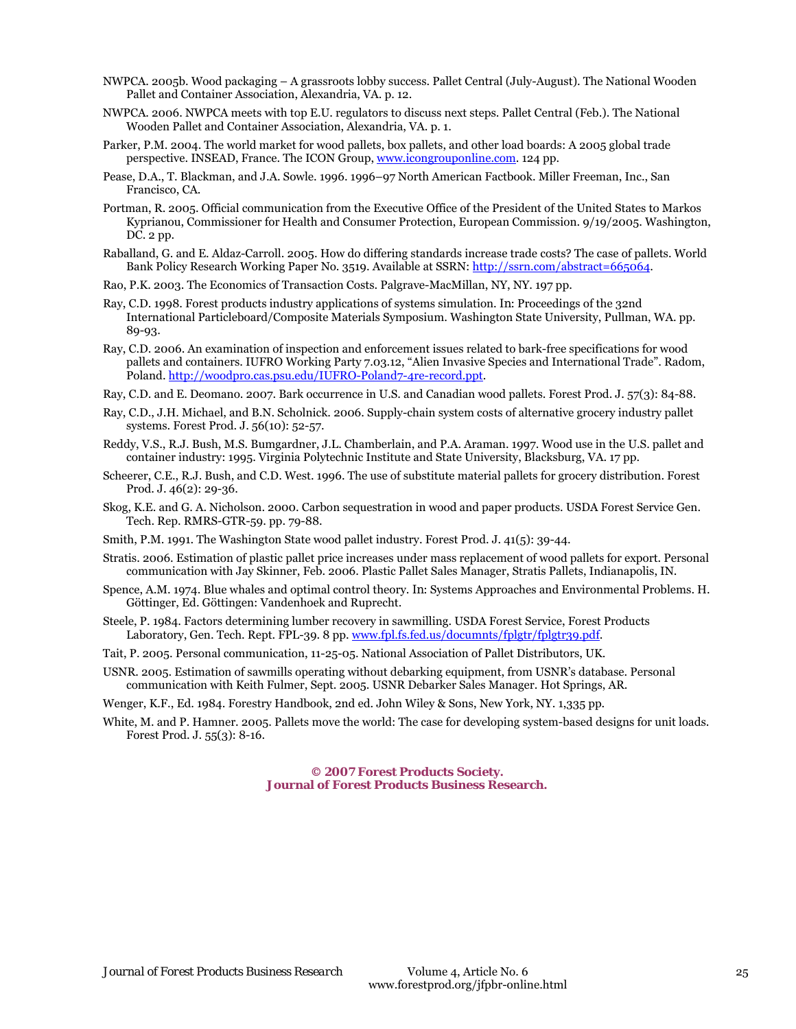NWPCA. 2005b. Wood packaging – A grassroots lobby success. Pallet Central (July-August). The National Wooden Pallet and Container Association, Alexandria, VA. p. 12.

NWPCA. 2006. NWPCA meets with top E.U. regulators to discuss next steps. Pallet Central (Feb.). The National Wooden Pallet and Container Association, Alexandria, VA. p. 1.

Parker, P.M. 2004. The world market for wood pallets, box pallets, and other load boards: A 2005 global trade perspective. INSEAD, France. The ICON Group, www.icongrouponline.com. 124 pp.

Pease, D.A., T. Blackman, and J.A. Sowle. 1996. 1996–97 North American Factbook. Miller Freeman, Inc., San Francisco, CA.

Portman, R. 2005. Official communication from the Executive Office of the President of the United States to Markos Kyprianou, Commissioner for Health and Consumer Protection, European Commission. 9/19/2005. Washington, DC. 2 pp.

Raballand, G. and E. Aldaz-Carroll. 2005. How do differing standards increase trade costs? The case of pallets. World Bank Policy Research Working Paper No. 3519. Available at SSRN: http://ssrn.com/abstract=665064.

Rao, P.K. 2003. The Economics of Transaction Costs. Palgrave-MacMillan, NY, NY. 197 pp.

Ray, C.D. 1998. Forest products industry applications of systems simulation. In: Proceedings of the 32nd International Particleboard/Composite Materials Symposium. Washington State University, Pullman, WA. pp. 89-93.

Ray, C.D. 2006. An examination of inspection and enforcement issues related to bark-free specifications for wood pallets and containers. IUFRO Working Party 7.03.12, "Alien Invasive Species and International Trade". Radom, Poland. http://woodpro.cas.psu.edu/IUFRO-Poland7-4re-record.ppt.

Ray, C.D. and E. Deomano. 2007. Bark occurrence in U.S. and Canadian wood pallets. Forest Prod. J. 57(3): 84-88.

Ray, C.D., J.H. Michael, and B.N. Scholnick. 2006. Supply-chain system costs of alternative grocery industry pallet systems. Forest Prod. J. 56(10): 52-57.

Reddy, V.S., R.J. Bush, M.S. Bumgardner, J.L. Chamberlain, and P.A. Araman. 1997. Wood use in the U.S. pallet and container industry: 1995. Virginia Polytechnic Institute and State University, Blacksburg, VA. 17 pp.

Scheerer, C.E., R.J. Bush, and C.D. West. 1996. The use of substitute material pallets for grocery distribution. Forest Prod. J. 46(2): 29-36.

Skog, K.E. and G. A. Nicholson. 2000. Carbon sequestration in wood and paper products. USDA Forest Service Gen. Tech. Rep. RMRS-GTR-59. pp. 79-88.

Smith, P.M. 1991. The Washington State wood pallet industry. Forest Prod. J. 41(5): 39-44.

Stratis. 2006. Estimation of plastic pallet price increases under mass replacement of wood pallets for export. Personal communication with Jay Skinner, Feb. 2006. Plastic Pallet Sales Manager, Stratis Pallets, Indianapolis, IN.

Spence, A.M. 1974. Blue whales and optimal control theory. In: Systems Approaches and Environmental Problems. H. Göttinger, Ed. Göttingen: Vandenhoek and Ruprecht.

Steele, P. 1984. Factors determining lumber recovery in sawmilling. USDA Forest Service, Forest Products Laboratory, Gen. Tech. Rept. FPL-39. 8 pp. www.fpl.fs.fed.us/documnts/fplgtr/fplgtr39.pdf.

Tait, P. 2005. Personal communication, 11-25-05. National Association of Pallet Distributors, UK.

USNR. 2005. Estimation of sawmills operating without debarking equipment, from USNR's database. Personal communication with Keith Fulmer, Sept. 2005. USNR Debarker Sales Manager. Hot Springs, AR.

Wenger, K.F., Ed. 1984. Forestry Handbook, 2nd ed. John Wiley & Sons, New York, NY. 1,335 pp.

White, M. and P. Hamner. 2005. Pallets move the world: The case for developing system-based designs for unit loads. Forest Prod. J. 55(3): 8-16.

**© 2007 Forest Products Society.**
**Journal of Forest Products Business Research.**